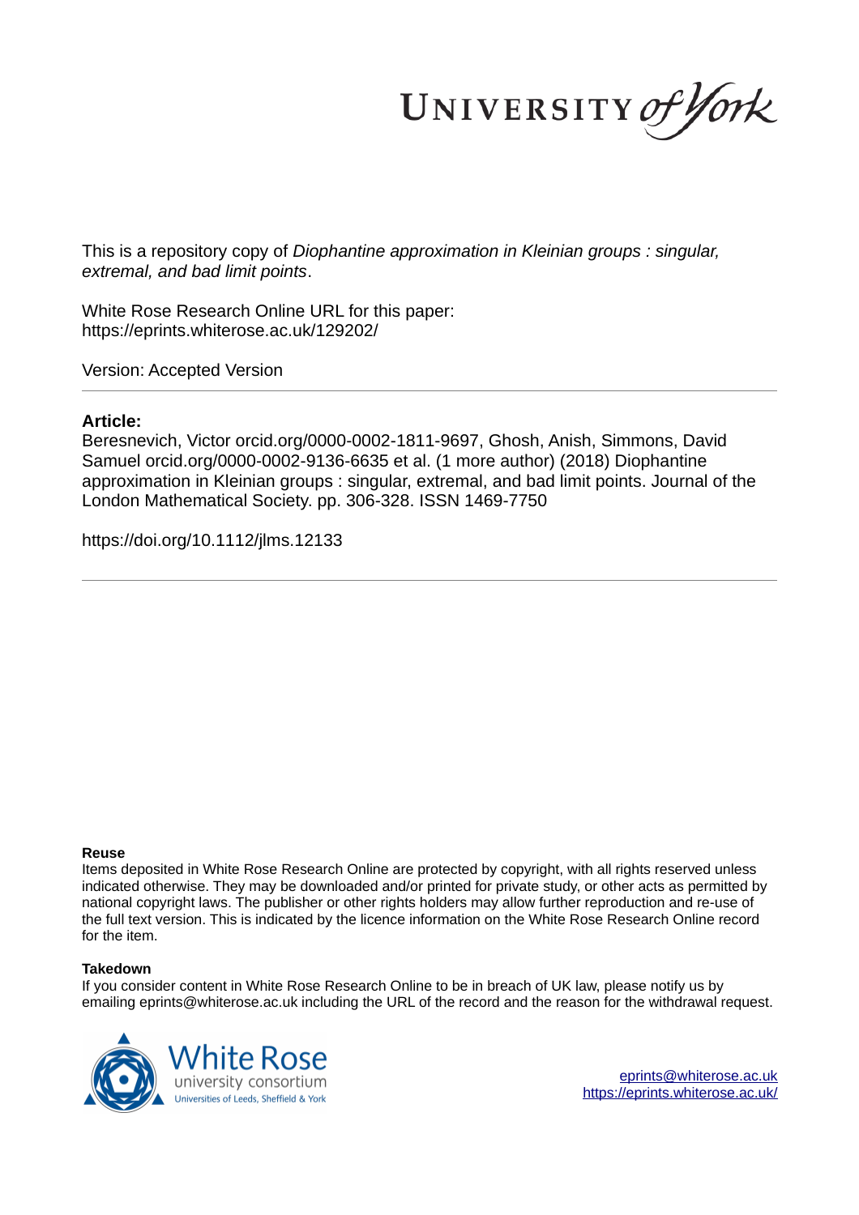UNIVERSITY *of York*

This is a repository copy of *Diophantine approximation in Kleinian groups : singular, extremal, and bad limit points*.

White Rose Research Online URL for this paper:
https://eprints.whiterose.ac.uk/129202/

Version: Accepted Version

## Article:

Beresnevich, Victor orcid.org/0000-0002-1811-9697, Ghosh, Anish, Simmons, David Samuel orcid.org/0000-0002-9136-6635 et al. (1 more author) (2018) Diophantine approximation in Kleinian groups : singular, extremal, and bad limit points. Journal of the London Mathematical Society. pp. 306-328. ISSN 1469-7750

https://doi.org/10.1112/jlms.12133

---

**Reuse**

Items deposited in White Rose Research Online are protected by copyright, with all rights reserved unless indicated otherwise. They may be downloaded and/or printed for private study, or other acts as permitted by national copyright laws. The publisher or other rights holders may allow further reproduction and re-use of the full text version. This is indicated by the licence information on the White Rose Research Online record for the item.

**Takedown**

If you consider content in White Rose Research Online to be in breach of UK law, please notify us by emailing eprints@whiterose.ac.uk including the URL of the record and the reason for the withdrawal request.

White Rose university consortium
Universities of Leeds, Sheffield & York

eprints@whiterose.ac.uk
https://eprints.whiterose.ac.uk/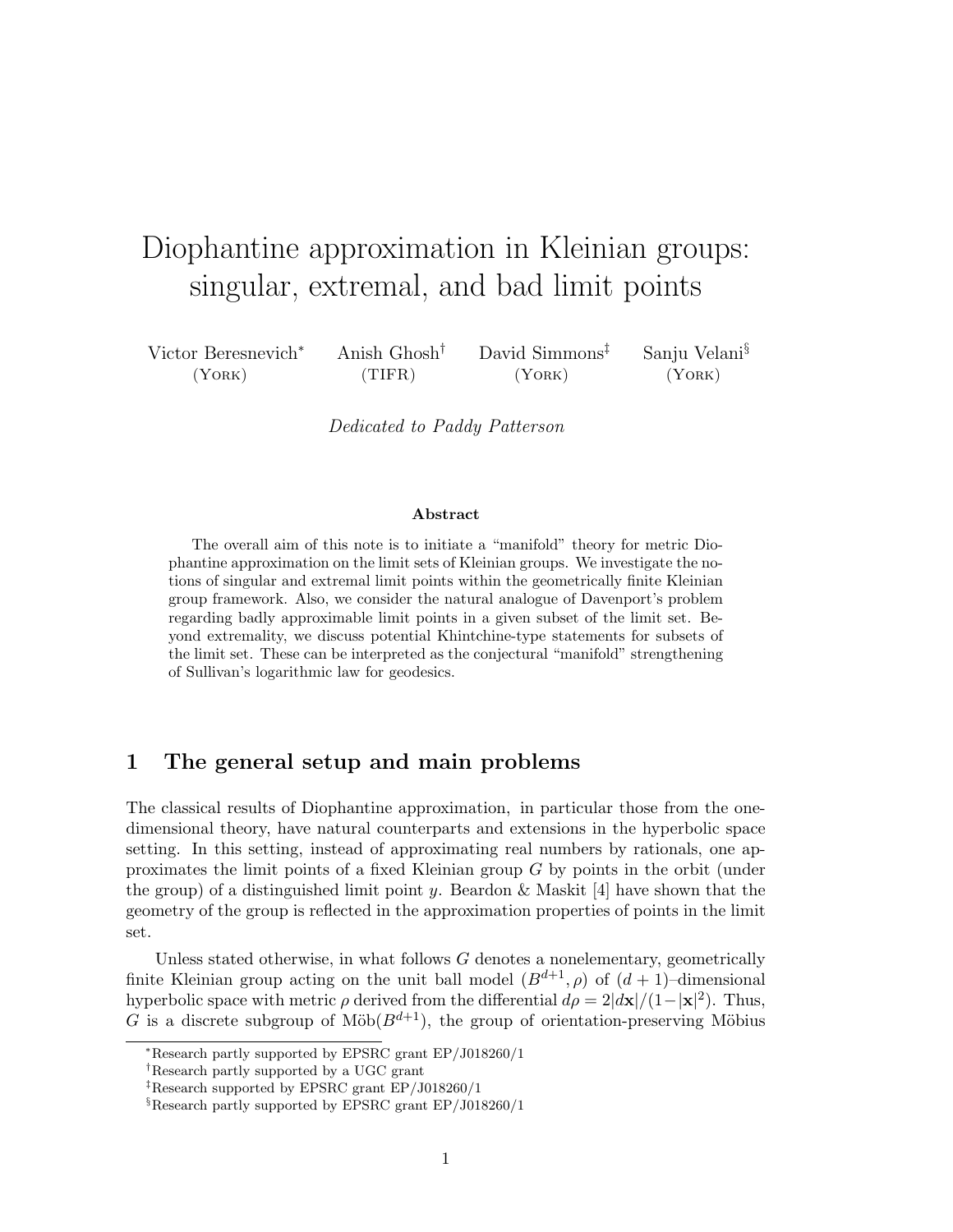# Diophantine approximation in Kleinian groups: singular, extremal, and bad limit points

Victor Beresnevich[*] (York)   Anish Ghosh[†] (TIFR)   David Simmons[‡] (York)   Sanju Velani[§] (York)

*Dedicated to Paddy Patterson*

## Abstract

The overall aim of this note is to initiate a "manifold" theory for metric Diophantine approximation on the limit sets of Kleinian groups. We investigate the notions of singular and extremal limit points within the geometrically finite Kleinian group framework. Also, we consider the natural analogue of Davenport's problem regarding badly approximable limit points in a given subset of the limit set. Beyond extremality, we discuss potential Khintchine-type statements for subsets of the limit set. These can be interpreted as the conjectural "manifold" strengthening of Sullivan's logarithmic law for geodesics.

## 1 The general setup and main problems

The classical results of Diophantine approximation, in particular those from the one-dimensional theory, have natural counterparts and extensions in the hyperbolic space setting. In this setting, instead of approximating real numbers by rationals, one approximates the limit points of a fixed Kleinian group $G$ by points in the orbit (under the group) of a distinguished limit point $y$. Beardon & Maskit [4] have shown that the geometry of the group is reflected in the approximation properties of points in the limit set.

Unless stated otherwise, in what follows $G$ denotes a nonelementary, geometrically finite Kleinian group acting on the unit ball model $(B^{d+1}, \rho)$ of $(d+1)$–dimensional hyperbolic space with metric $\rho$ derived from the differential $d\rho = 2|d\mathbf{x}|/(1-|\mathbf{x}|^2)$. Thus, $G$ is a discrete subgroup of $\text{Möb}(B^{d+1})$, the group of orientation-preserving Möbius

---

[*] Research partly supported by EPSRC grant EP/J018260/1

[†] Research partly supported by a UGC grant

[‡] Research supported by EPSRC grant EP/J018260/1

[§] Research partly supported by EPSRC grant EP/J018260/1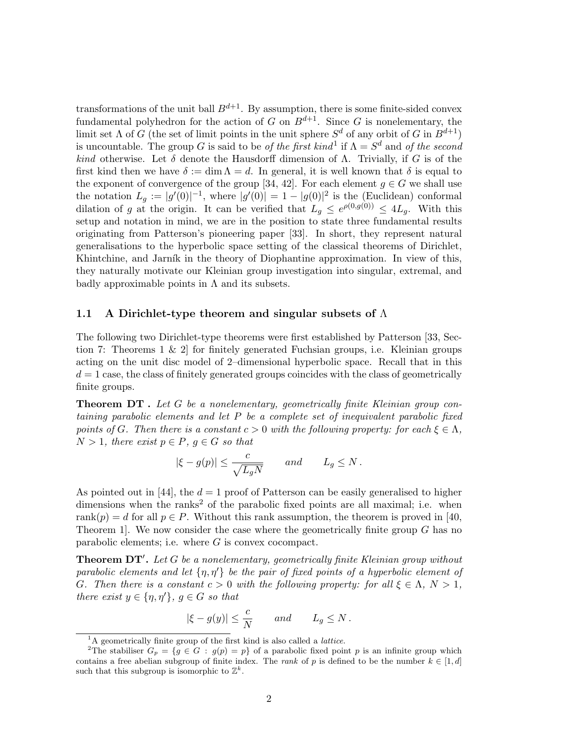transformations of the unit ball $B^{d+1}$. By assumption, there is some finite-sided convex fundamental polyhedron for the action of $G$ on $B^{d+1}$. Since $G$ is nonelementary, the limit set $\Lambda$ of $G$ (the set of limit points in the unit sphere $S^d$ of any orbit of $G$ in $B^{d+1}$) is uncountable. The group $G$ is said to be *of the first kind*[1] if $\Lambda = S^d$ and *of the second kind* otherwise. Let $\delta$ denote the Hausdorff dimension of $\Lambda$. Trivially, if $G$ is of the first kind then we have $\delta := \dim \Lambda = d$. In general, it is well known that $\delta$ is equal to the exponent of convergence of the group [34, 42]. For each element $g \in G$ we shall use the notation $L_g := |g'(0)|^{-1}$, where $|g'(0)| = 1 - |g(0)|^2$ is the (Euclidean) conformal dilation of $g$ at the origin. It can be verified that $L_g \leq e^{\rho(0,g(0))} \leq 4L_g$. With this setup and notation in mind, we are in the position to state three fundamental results originating from Patterson's pioneering paper [33]. In short, they represent natural generalisations to the hyperbolic space setting of the classical theorems of Dirichlet, Khintchine, and Jarník in the theory of Diophantine approximation. In view of this, they naturally motivate our Kleinian group investigation into singular, extremal, and badly approximable points in $\Lambda$ and its subsets.

### 1.1 A Dirichlet-type theorem and singular subsets of $\Lambda$

The following two Dirichlet-type theorems were first established by Patterson [33, Section 7: Theorems 1 & 2] for finitely generated Fuchsian groups, i.e. Kleinian groups acting on the unit disc model of 2–dimensional hyperbolic space. Recall that in this $d = 1$ case, the class of finitely generated groups coincides with the class of geometrically finite groups.

**Theorem DT .** *Let $G$ be a nonelementary, geometrically finite Kleinian group containing parabolic elements and let $P$ be a complete set of inequivalent parabolic fixed points of $G$. Then there is a constant $c > 0$ with the following property: for each $\xi \in \Lambda$, $N > 1$, there exist $p \in P$, $g \in G$ so that*

$$|\xi - g(p)| \leq \frac{c}{\sqrt{L_g N}} \qquad \text{and} \qquad L_g \leq N\,.$$

As pointed out in [44], the $d = 1$ proof of Patterson can be easily generalised to higher dimensions when the ranks[2] of the parabolic fixed points are all maximal; i.e. when $\text{rank}(p) = d$ for all $p \in P$. Without this rank assumption, the theorem is proved in [40, Theorem 1]. We now consider the case where the geometrically finite group $G$ has no parabolic elements; i.e. where $G$ is convex cocompact.

**Theorem DT′.** *Let $G$ be a nonelementary, geometrically finite Kleinian group without parabolic elements and let $\{\eta, \eta'\}$ be the pair of fixed points of a hyperbolic element of $G$. Then there is a constant $c > 0$ with the following property: for all $\xi \in \Lambda$, $N > 1$, there exist $y \in \{\eta, \eta'\}$, $g \in G$ so that*

$$|\xi - g(y)| \leq \frac{c}{N} \qquad \text{and} \qquad L_g \leq N\,.$$

[1] A geometrically finite group of the first kind is also called a *lattice*.

[2] The stabiliser $G_p = \{g \in G : g(p) = p\}$ of a parabolic fixed point $p$ is an infinite group which contains a free abelian subgroup of finite index. The *rank* of $p$ is defined to be the number $k \in [1, d]$ such that this subgroup is isomorphic to $\mathbb{Z}^k$.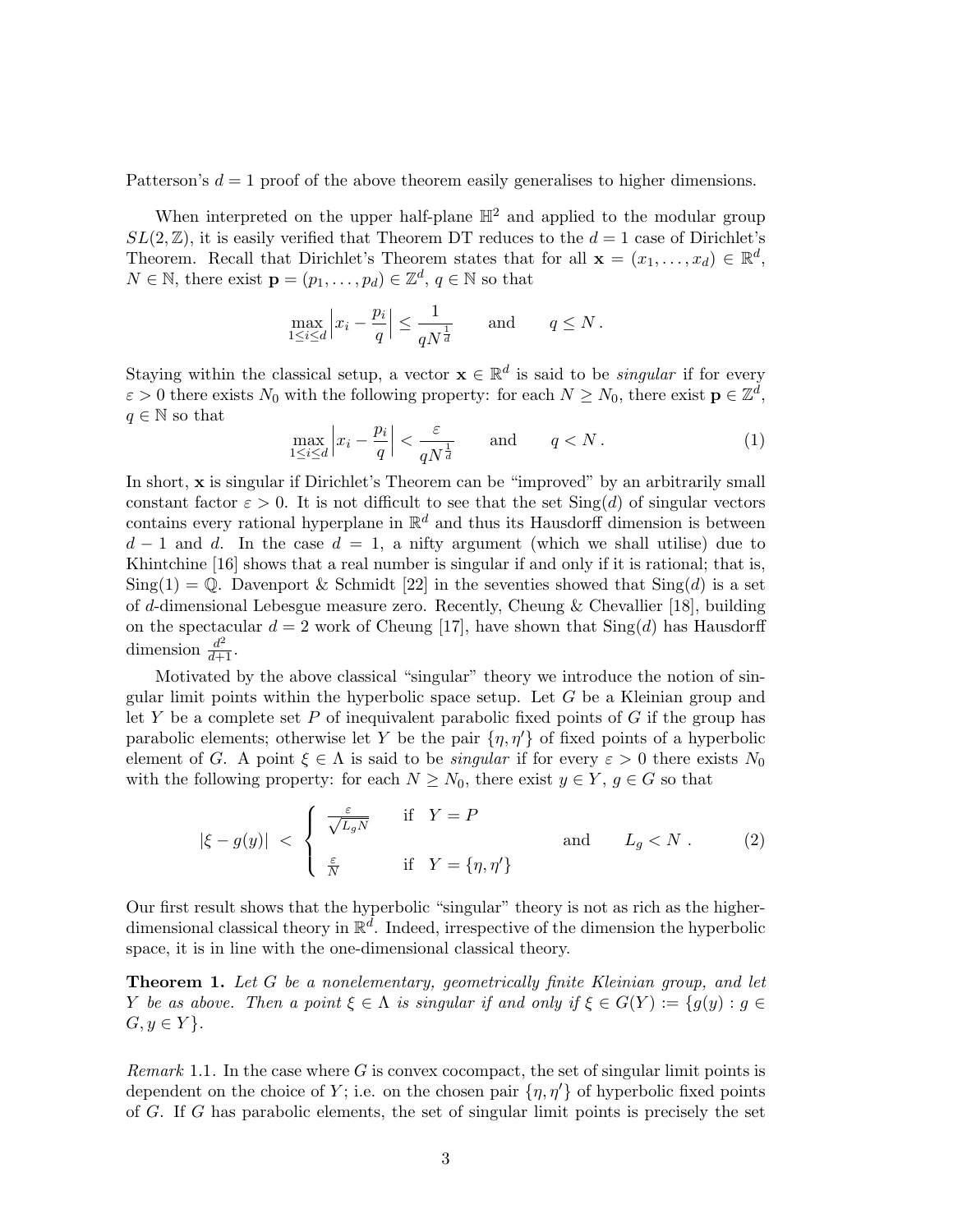Patterson's $d = 1$ proof of the above theorem easily generalises to higher dimensions.

When interpreted on the upper half-plane $\mathbb{H}^2$ and applied to the modular group $SL(2, \mathbb{Z})$, it is easily verified that Theorem DT reduces to the $d = 1$ case of Dirichlet's Theorem. Recall that Dirichlet's Theorem states that for all $\mathbf{x} = (x_1, \ldots, x_d) \in \mathbb{R}^d$, $N \in \mathbb{N}$, there exist $\mathbf{p} = (p_1, \ldots, p_d) \in \mathbb{Z}^d$, $q \in \mathbb{N}$ so that

$$\max_{1 \leq i \leq d} \left| x_i - \frac{p_i}{q} \right| \leq \frac{1}{q N^{\frac{1}{d}}} \qquad \text{and} \qquad q \leq N \,.$$

Staying within the classical setup, a vector $\mathbf{x} \in \mathbb{R}^d$ is said to be *singular* if for every $\varepsilon > 0$ there exists $N_0$ with the following property: for each $N \geq N_0$, there exist $\mathbf{p} \in \mathbb{Z}^d$, $q \in \mathbb{N}$ so that

$$\max_{1 \leq i \leq d} \left| x_i - \frac{p_i}{q} \right| < \frac{\varepsilon}{q N^{\frac{1}{d}}} \qquad \text{and} \qquad q < N \,. \tag{1}$$

In short, $\mathbf{x}$ is singular if Dirichlet's Theorem can be "improved" by an arbitrarily small constant factor $\varepsilon > 0$. It is not difficult to see that the set $\mathrm{Sing}(d)$ of singular vectors contains every rational hyperplane in $\mathbb{R}^d$ and thus its Hausdorff dimension is between $d - 1$ and $d$. In the case $d = 1$, a nifty argument (which we shall utilise) due to Khintchine [16] shows that a real number is singular if and only if it is rational; that is, $\mathrm{Sing}(1) = \mathbb{Q}$. Davenport & Schmidt [22] in the seventies showed that $\mathrm{Sing}(d)$ is a set of $d$-dimensional Lebesgue measure zero. Recently, Cheung & Chevallier [18], building on the spectacular $d = 2$ work of Cheung [17], have shown that $\mathrm{Sing}(d)$ has Hausdorff dimension $\frac{d^2}{d+1}$.

Motivated by the above classical "singular" theory we introduce the notion of singular limit points within the hyperbolic space setup. Let $G$ be a Kleinian group and let $Y$ be a complete set $P$ of inequivalent parabolic fixed points of $G$ if the group has parabolic elements; otherwise let $Y$ be the pair $\{\eta, \eta'\}$ of fixed points of a hyperbolic element of $G$. A point $\xi \in \Lambda$ is said to be *singular* if for every $\varepsilon > 0$ there exists $N_0$ with the following property: for each $N \geq N_0$, there exist $y \in Y$, $g \in G$ so that

$$|\xi - g(y)| \; < \; \begin{cases} \dfrac{\varepsilon}{\sqrt{L_g N}} & \text{if} \quad Y = P \\[2ex] \dfrac{\varepsilon}{N} & \text{if} \quad Y = \{\eta, \eta'\} \end{cases} \qquad \text{and} \qquad L_g < N \,. \tag{2}$$

Our first result shows that the hyperbolic "singular" theory is not as rich as the higher-dimensional classical theory in $\mathbb{R}^d$. Indeed, irrespective of the dimension the hyperbolic space, it is in line with the one-dimensional classical theory.

**Theorem 1.** *Let $G$ be a nonelementary, geometrically finite Kleinian group, and let $Y$ be as above. Then a point $\xi \in \Lambda$ is singular if and only if $\xi \in G(Y) := \{g(y) : g \in G, y \in Y\}$.*

*Remark* 1.1. In the case where $G$ is convex cocompact, the set of singular limit points is dependent on the choice of $Y$; i.e. on the chosen pair $\{\eta, \eta'\}$ of hyperbolic fixed points of $G$. If $G$ has parabolic elements, the set of singular limit points is precisely the set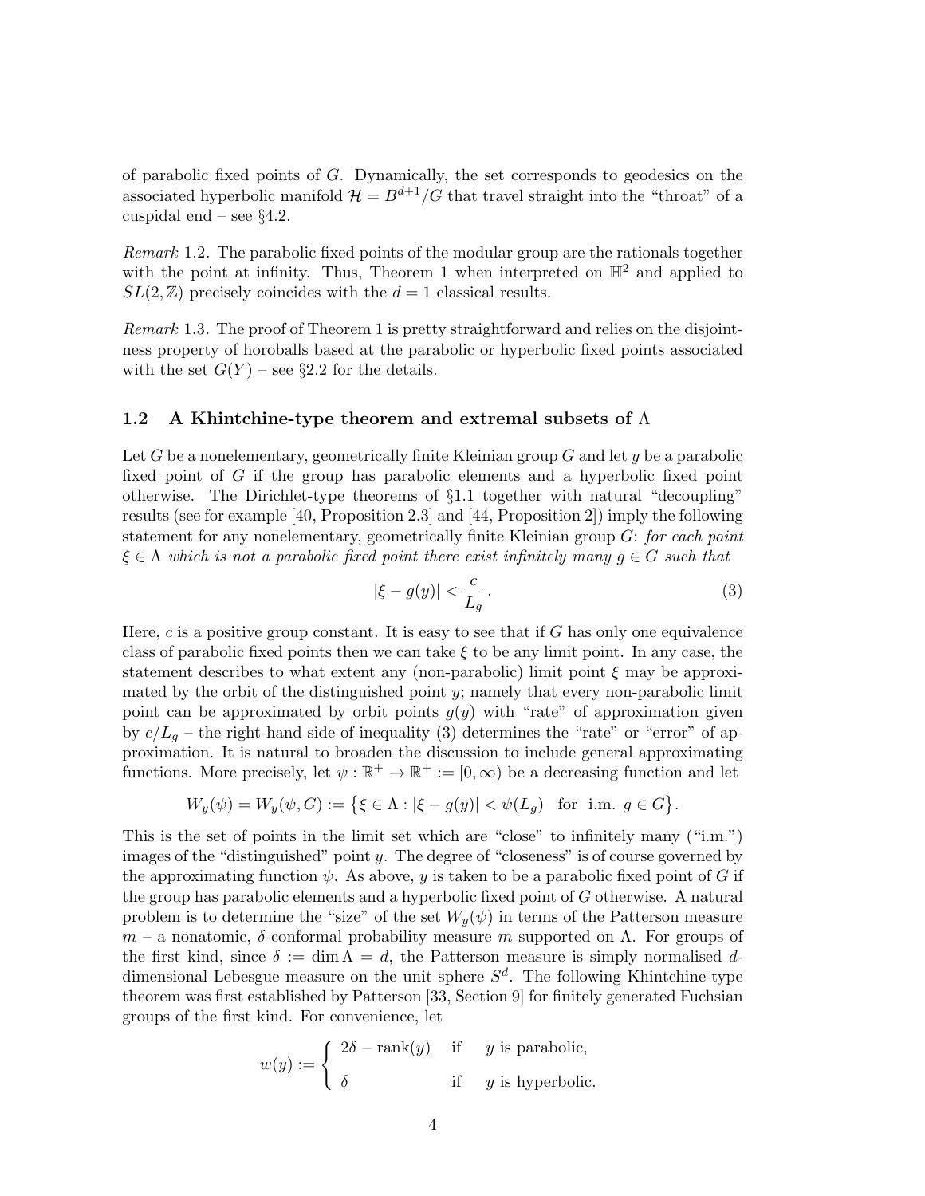of parabolic fixed points of $G$. Dynamically, the set corresponds to geodesics on the associated hyperbolic manifold $\mathcal{H} = B^{d+1}/G$ that travel straight into the "throat" of a cuspidal end – see §4.2.

*Remark* 1.2. The parabolic fixed points of the modular group are the rationals together with the point at infinity. Thus, Theorem 1 when interpreted on $\mathbb{H}^2$ and applied to $SL(2,\mathbb{Z})$ precisely coincides with the $d = 1$ classical results.

*Remark* 1.3. The proof of Theorem 1 is pretty straightforward and relies on the disjointness property of horoballs based at the parabolic or hyperbolic fixed points associated with the set $G(Y)$ – see §2.2 for the details.

### 1.2 A Khintchine-type theorem and extremal subsets of $\Lambda$

Let $G$ be a nonelementary, geometrically finite Kleinian group $G$ and let $y$ be a parabolic fixed point of $G$ if the group has parabolic elements and a hyperbolic fixed point otherwise. The Dirichlet-type theorems of §1.1 together with natural "decoupling" results (see for example [40, Proposition 2.3] and [44, Proposition 2]) imply the following statement for any nonelementary, geometrically finite Kleinian group $G$: *for each point $\xi \in \Lambda$ which is not a parabolic fixed point there exist infinitely many $g \in G$ such that*

$$|\xi - g(y)| < \frac{c}{L_g}. \tag{3}$$

Here, $c$ is a positive group constant. It is easy to see that if $G$ has only one equivalence class of parabolic fixed points then we can take $\xi$ to be any limit point. In any case, the statement describes to what extent any (non-parabolic) limit point $\xi$ may be approximated by the orbit of the distinguished point $y$; namely that every non-parabolic limit point can be approximated by orbit points $g(y)$ with "rate" of approximation given by $c/L_g$ – the right-hand side of inequality (3) determines the "rate" or "error" of approximation. It is natural to broaden the discussion to include general approximating functions. More precisely, let $\psi : \mathbb{R}^+ \to \mathbb{R}^+ := [0, \infty)$ be a decreasing function and let

$$W_y(\psi) = W_y(\psi, G) := \{\xi \in \Lambda : |\xi - g(y)| < \psi(L_g) \quad \text{for i.m. } g \in G\}.$$

This is the set of points in the limit set which are "close" to infinitely many ("i.m.") images of the "distinguished" point $y$. The degree of "closeness" is of course governed by the approximating function $\psi$. As above, $y$ is taken to be a parabolic fixed point of $G$ if the group has parabolic elements and a hyperbolic fixed point of $G$ otherwise. A natural problem is to determine the "size" of the set $W_y(\psi)$ in terms of the Patterson measure $m$ – a nonatomic, $\delta$-conformal probability measure $m$ supported on $\Lambda$. For groups of the first kind, since $\delta := \dim \Lambda = d$, the Patterson measure is simply normalised $d$-dimensional Lebesgue measure on the unit sphere $S^d$. The following Khintchine-type theorem was first established by Patterson [33, Section 9] for finitely generated Fuchsian groups of the first kind. For convenience, let

$$w(y) := \begin{cases} 2\delta - \text{rank}(y) & \text{if} \quad y \text{ is parabolic,} \\ \delta & \text{if} \quad y \text{ is hyperbolic.} \end{cases}$$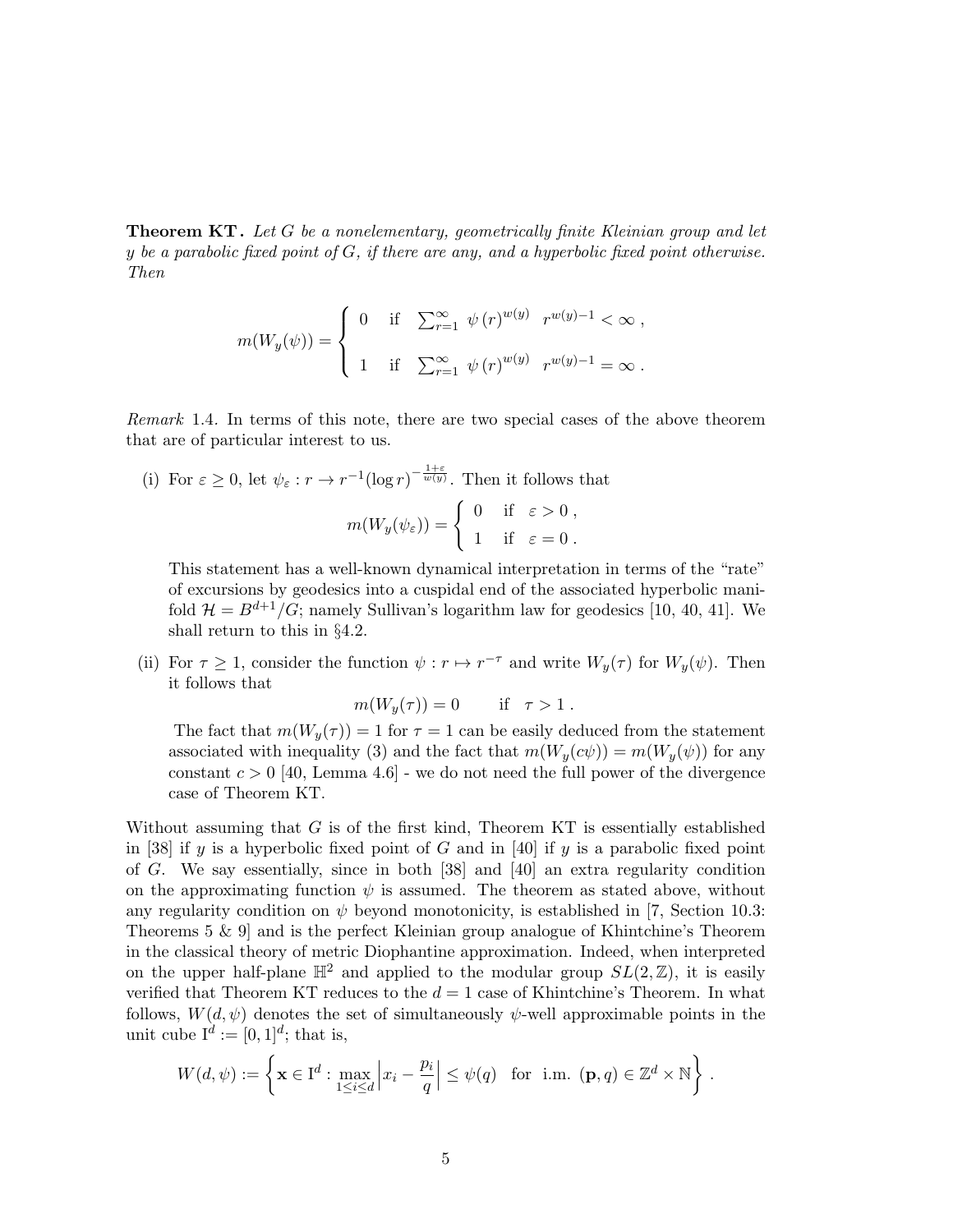**Theorem KT.** *Let $G$ be a nonelementary, geometrically finite Kleinian group and let $y$ be a parabolic fixed point of $G$, if there are any, and a hyperbolic fixed point otherwise. Then*

$$m(W_y(\psi)) = \begin{cases} 0 & \text{if} \quad \sum_{r=1}^{\infty} \ \psi(r)^{w(y)} \quad r^{w(y)-1} < \infty \ , \\[2ex] 1 & \text{if} \quad \sum_{r=1}^{\infty} \ \psi(r)^{w(y)} \quad r^{w(y)-1} = \infty \ . \end{cases}$$

*Remark* 1.4. In terms of this note, there are two special cases of the above theorem that are of particular interest to us.

(i) For $\varepsilon \geq 0$, let $\psi_\varepsilon : r \to r^{-1}(\log r)^{-\frac{1+\varepsilon}{w(y)}}$. Then it follows that

$$m(W_y(\psi_\varepsilon)) = \begin{cases} 0 & \text{if} \quad \varepsilon > 0 \ , \\ 1 & \text{if} \quad \varepsilon = 0 \ . \end{cases}$$

This statement has a well-known dynamical interpretation in terms of the "rate" of excursions by geodesics into a cuspidal end of the associated hyperbolic manifold $\mathcal{H} = B^{d+1}/G$; namely Sullivan's logarithm law for geodesics [10, 40, 41]. We shall return to this in §4.2.

(ii) For $\tau \geq 1$, consider the function $\psi : r \mapsto r^{-\tau}$ and write $W_y(\tau)$ for $W_y(\psi)$. Then it follows that

$$m(W_y(\tau)) = 0 \qquad \text{if} \quad \tau > 1 \ .$$

The fact that $m(W_y(\tau)) = 1$ for $\tau = 1$ can be easily deduced from the statement associated with inequality (3) and the fact that $m(W_y(c\psi)) = m(W_y(\psi))$ for any constant $c > 0$ [40, Lemma 4.6] - we do not need the full power of the divergence case of Theorem KT.

Without assuming that $G$ is of the first kind, Theorem KT is essentially established in [38] if $y$ is a hyperbolic fixed point of $G$ and in [40] if $y$ is a parabolic fixed point of $G$. We say essentially, since in both [38] and [40] an extra regularity condition on the approximating function $\psi$ is assumed. The theorem as stated above, without any regularity condition on $\psi$ beyond monotonicity, is established in [7, Section 10.3: Theorems 5 & 9] and is the perfect Kleinian group analogue of Khintchine's Theorem in the classical theory of metric Diophantine approximation. Indeed, when interpreted on the upper half-plane $\mathbb{H}^2$ and applied to the modular group $SL(2, \mathbb{Z})$, it is easily verified that Theorem KT reduces to the $d = 1$ case of Khintchine's Theorem. In what follows, $W(d, \psi)$ denotes the set of simultaneously $\psi$-well approximable points in the unit cube $\mathrm{I}^d := [0, 1]^d$; that is,

$$W(d, \psi) := \left\{ \mathbf{x} \in \mathrm{I}^d : \max_{1 \leq i \leq d} \left| x_i - \frac{p_i}{q} \right| \leq \psi(q) \quad \text{for i.m. } (\mathbf{p}, q) \in \mathbb{Z}^d \times \mathbb{N} \right\} .$$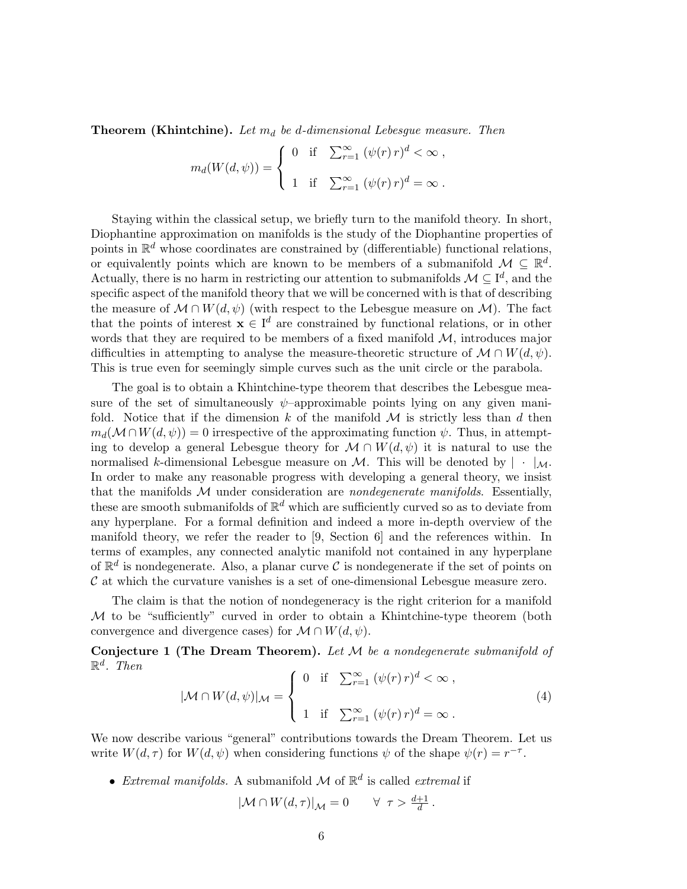**Theorem (Khintchine).** *Let $m_d$ be $d$-dimensional Lebesgue measure. Then*

$$m_d(W(d,\psi)) = \begin{cases} 0 & \text{if} \quad \sum_{r=1}^{\infty} (\psi(r)\, r)^d < \infty \ , \\ \\ 1 & \text{if} \quad \sum_{r=1}^{\infty} (\psi(r)\, r)^d = \infty \ . \end{cases}$$

Staying within the classical setup, we briefly turn to the manifold theory. In short, Diophantine approximation on manifolds is the study of the Diophantine properties of points in $\mathbb{R}^d$ whose coordinates are constrained by (differentiable) functional relations, or equivalently points which are known to be members of a submanifold $\mathcal{M} \subseteq \mathbb{R}^d$. Actually, there is no harm in restricting our attention to submanifolds $\mathcal{M} \subseteq \mathrm{I}^d$, and the specific aspect of the manifold theory that we will be concerned with is that of describing the measure of $\mathcal{M} \cap W(d,\psi)$ (with respect to the Lebesgue measure on $\mathcal{M}$). The fact that the points of interest $\mathbf{x} \in \mathrm{I}^d$ are constrained by functional relations, or in other words that they are required to be members of a fixed manifold $\mathcal{M}$, introduces major difficulties in attempting to analyse the measure-theoretic structure of $\mathcal{M} \cap W(d,\psi)$. This is true even for seemingly simple curves such as the unit circle or the parabola.

The goal is to obtain a Khintchine-type theorem that describes the Lebesgue measure of the set of simultaneously $\psi$–approximable points lying on any given manifold. Notice that if the dimension $k$ of the manifold $\mathcal{M}$ is strictly less than $d$ then $m_d(\mathcal{M} \cap W(d,\psi)) = 0$ irrespective of the approximating function $\psi$. Thus, in attempting to develop a general Lebesgue theory for $\mathcal{M} \cap W(d,\psi)$ it is natural to use the normalised $k$-dimensional Lebesgue measure on $\mathcal{M}$. This will be denoted by $|\ \cdot\ |_{\mathcal{M}}$. In order to make any reasonable progress with developing a general theory, we insist that the manifolds $\mathcal{M}$ under consideration are *nondegenerate manifolds*. Essentially, these are smooth submanifolds of $\mathbb{R}^d$ which are sufficiently curved so as to deviate from any hyperplane. For a formal definition and indeed a more in-depth overview of the manifold theory, we refer the reader to [9, Section 6] and the references within. In terms of examples, any connected analytic manifold not contained in any hyperplane of $\mathbb{R}^d$ is nondegenerate. Also, a planar curve $\mathcal{C}$ is nondegenerate if the set of points on $\mathcal{C}$ at which the curvature vanishes is a set of one-dimensional Lebesgue measure zero.

The claim is that the notion of nondegeneracy is the right criterion for a manifold $\mathcal{M}$ to be "sufficiently" curved in order to obtain a Khintchine-type theorem (both convergence and divergence cases) for $\mathcal{M} \cap W(d,\psi)$.

**Conjecture 1 (The Dream Theorem).** *Let $\mathcal{M}$ be a nondegenerate submanifold of $\mathbb{R}^d$. Then*

$$|\mathcal{M} \cap W(d,\psi)|_{\mathcal{M}} = \begin{cases} 0 & \text{if} \quad \sum_{r=1}^{\infty} (\psi(r)\, r)^d < \infty \ , \\ \\ 1 & \text{if} \quad \sum_{r=1}^{\infty} (\psi(r)\, r)^d = \infty \ . \end{cases} \tag{4}$$

We now describe various "general" contributions towards the Dream Theorem. Let us write $W(d,\tau)$ for $W(d,\psi)$ when considering functions $\psi$ of the shape $\psi(r) = r^{-\tau}$.

- *Extremal manifolds.* A submanifold $\mathcal{M}$ of $\mathbb{R}^d$ is called *extremal* if

$$|\mathcal{M} \cap W(d,\tau)|_{\mathcal{M}} = 0 \qquad \forall \ \tau > \tfrac{d+1}{d} \ .$$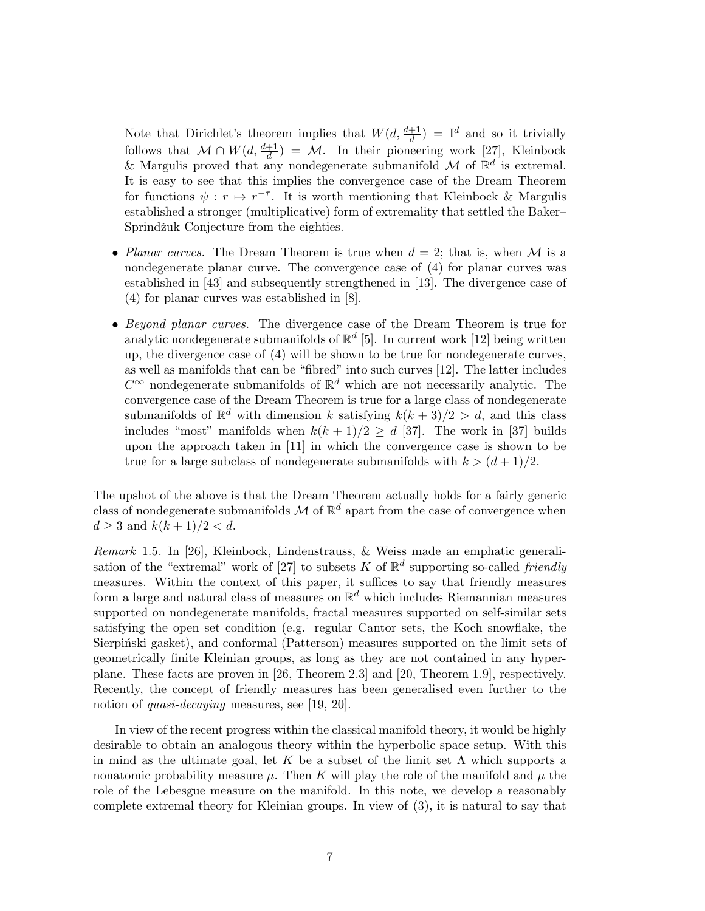Note that Dirichlet's theorem implies that $W(d, \frac{d+1}{d}) = \mathrm{I}^d$ and so it trivially follows that $\mathcal{M} \cap W(d, \frac{d+1}{d}) = \mathcal{M}$. In their pioneering work [27], Kleinbock & Margulis proved that any nondegenerate submanifold $\mathcal{M}$ of $\mathbb{R}^d$ is extremal. It is easy to see that this implies the convergence case of the Dream Theorem for functions $\psi : r \mapsto r^{-\tau}$. It is worth mentioning that Kleinbock & Margulis established a stronger (multiplicative) form of extremality that settled the Baker–Sprindžuk Conjecture from the eighties.

- *Planar curves.* The Dream Theorem is true when $d = 2$; that is, when $\mathcal{M}$ is a nondegenerate planar curve. The convergence case of (4) for planar curves was established in [43] and subsequently strengthened in [13]. The divergence case of (4) for planar curves was established in [8].

- *Beyond planar curves.* The divergence case of the Dream Theorem is true for analytic nondegenerate submanifolds of $\mathbb{R}^d$ [5]. In current work [12] being written up, the divergence case of (4) will be shown to be true for nondegenerate curves, as well as manifolds that can be "fibred" into such curves [12]. The latter includes $C^\infty$ nondegenerate submanifolds of $\mathbb{R}^d$ which are not necessarily analytic. The convergence case of the Dream Theorem is true for a large class of nondegenerate submanifolds of $\mathbb{R}^d$ with dimension $k$ satisfying $k(k+3)/2 > d$, and this class includes "most" manifolds when $k(k+1)/2 \geq d$ [37]. The work in [37] builds upon the approach taken in [11] in which the convergence case is shown to be true for a large subclass of nondegenerate submanifolds with $k > (d+1)/2$.

The upshot of the above is that the Dream Theorem actually holds for a fairly generic class of nondegenerate submanifolds $\mathcal{M}$ of $\mathbb{R}^d$ apart from the case of convergence when $d \geq 3$ and $k(k+1)/2 < d$.

*Remark* 1.5. In [26], Kleinbock, Lindenstrauss, & Weiss made an emphatic generalisation of the "extremal" work of [27] to subsets $K$ of $\mathbb{R}^d$ supporting so-called *friendly* measures. Within the context of this paper, it suffices to say that friendly measures form a large and natural class of measures on $\mathbb{R}^d$ which includes Riemannian measures supported on nondegenerate manifolds, fractal measures supported on self-similar sets satisfying the open set condition (e.g. regular Cantor sets, the Koch snowflake, the Sierpiński gasket), and conformal (Patterson) measures supported on the limit sets of geometrically finite Kleinian groups, as long as they are not contained in any hyperplane. These facts are proven in [26, Theorem 2.3] and [20, Theorem 1.9], respectively. Recently, the concept of friendly measures has been generalised even further to the notion of *quasi-decaying* measures, see [19, 20].

In view of the recent progress within the classical manifold theory, it would be highly desirable to obtain an analogous theory within the hyperbolic space setup. With this in mind as the ultimate goal, let $K$ be a subset of the limit set $\Lambda$ which supports a nonatomic probability measure $\mu$. Then $K$ will play the role of the manifold and $\mu$ the role of the Lebesgue measure on the manifold. In this note, we develop a reasonably complete extremal theory for Kleinian groups. In view of (3), it is natural to say that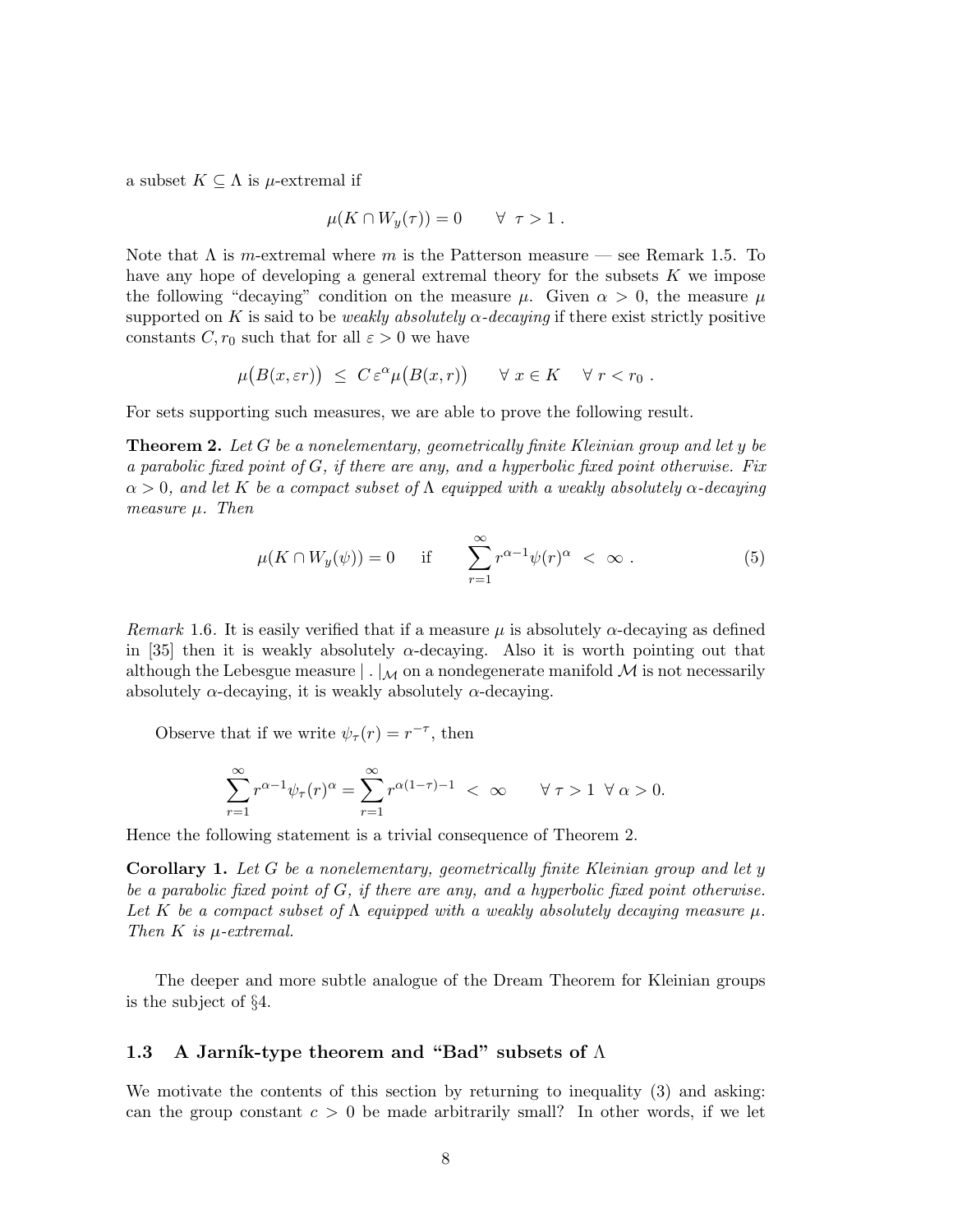a subset $K \subseteq \Lambda$ is $\mu$-extremal if

$$\mu(K \cap W_y(\tau)) = 0 \qquad \forall \ \tau > 1 \ .$$

Note that $\Lambda$ is $m$-extremal where $m$ is the Patterson measure — see Remark 1.5. To have any hope of developing a general extremal theory for the subsets $K$ we impose the following "decaying" condition on the measure $\mu$. Given $\alpha > 0$, the measure $\mu$ supported on $K$ is said to be *weakly absolutely $\alpha$-decaying* if there exist strictly positive constants $C, r_0$ such that for all $\varepsilon > 0$ we have

$$\mu\big(B(x, \varepsilon r)\big) \ \leq \ C\, \varepsilon^{\alpha} \mu\big(B(x,r)\big) \qquad \forall \ x \in K \quad \forall \ r < r_0 \ .$$

For sets supporting such measures, we are able to prove the following result.

**Theorem 2.** *Let $G$ be a nonelementary, geometrically finite Kleinian group and let $y$ be a parabolic fixed point of $G$, if there are any, and a hyperbolic fixed point otherwise. Fix $\alpha > 0$, and let $K$ be a compact subset of $\Lambda$ equipped with a weakly absolutely $\alpha$-decaying measure $\mu$. Then*

$$\mu(K \cap W_y(\psi)) = 0 \quad \text{ if } \qquad \sum_{r=1}^{\infty} r^{\alpha - 1} \psi(r)^{\alpha} \ < \ \infty \ . \tag{5}$$

*Remark* 1.6. It is easily verified that if a measure $\mu$ is absolutely $\alpha$-decaying as defined in [35] then it is weakly absolutely $\alpha$-decaying. Also it is worth pointing out that although the Lebesgue measure $|\ .\ |_{\mathcal{M}}$ on a nondegenerate manifold $\mathcal{M}$ is not necessarily absolutely $\alpha$-decaying, it is weakly absolutely $\alpha$-decaying.

Observe that if we write $\psi_\tau(r) = r^{-\tau}$, then

$$\sum_{r=1}^{\infty} r^{\alpha-1} \psi_\tau(r)^{\alpha} = \sum_{r=1}^{\infty} r^{\alpha(1-\tau)-1} \ < \ \infty \qquad \forall \ \tau > 1 \ \ \forall \ \alpha > 0.$$

Hence the following statement is a trivial consequence of Theorem 2.

**Corollary 1.** *Let $G$ be a nonelementary, geometrically finite Kleinian group and let $y$ be a parabolic fixed point of $G$, if there are any, and a hyperbolic fixed point otherwise. Let $K$ be a compact subset of $\Lambda$ equipped with a weakly absolutely decaying measure $\mu$. Then $K$ is $\mu$-extremal.*

The deeper and more subtle analogue of the Dream Theorem for Kleinian groups is the subject of §4.

### 1.3 A Jarník-type theorem and "Bad" subsets of $\Lambda$

We motivate the contents of this section by returning to inequality (3) and asking: can the group constant $c > 0$ be made arbitrarily small? In other words, if we let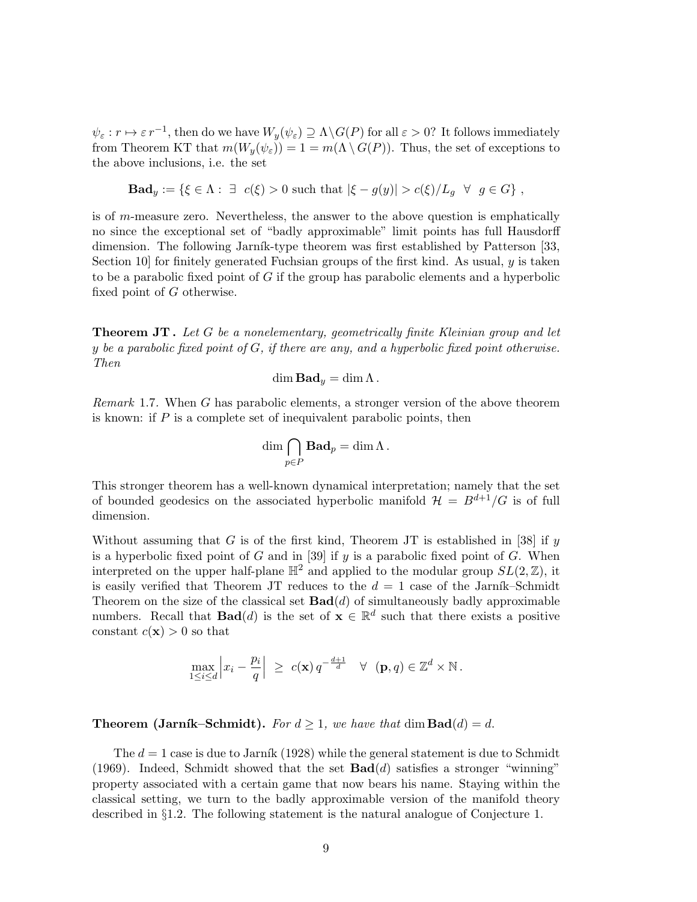$\psi_\varepsilon : r \mapsto \varepsilon\, r^{-1}$, then do we have $W_y(\psi_\varepsilon) \supseteq \Lambda \backslash G(P)$ for all $\varepsilon > 0$? It follows immediately from Theorem KT that $m(W_y(\psi_\varepsilon)) = 1 = m(\Lambda \setminus G(P))$. Thus, the set of exceptions to the above inclusions, i.e. the set

$$\mathbf{Bad}_y := \{\xi \in \Lambda : \ \exists \ \ c(\xi) > 0 \text{ such that } |\xi - g(y)| > c(\xi)/L_g \ \ \forall \ \ g \in G\} \ ,$$

is of $m$-measure zero. Nevertheless, the answer to the above question is emphatically no since the exceptional set of "badly approximable" limit points has full Hausdorff dimension. The following Jarník-type theorem was first established by Patterson [33, Section 10] for finitely generated Fuchsian groups of the first kind. As usual, $y$ is taken to be a parabolic fixed point of $G$ if the group has parabolic elements and a hyperbolic fixed point of $G$ otherwise.

**Theorem JT .** *Let $G$ be a nonelementary, geometrically finite Kleinian group and let $y$ be a parabolic fixed point of $G$, if there are any, and a hyperbolic fixed point otherwise. Then*

$$\dim \mathbf{Bad}_y = \dim \Lambda \,.$$

*Remark* 1.7. When $G$ has parabolic elements, a stronger version of the above theorem is known: if $P$ is a complete set of inequivalent parabolic points, then

$$\dim \bigcap_{p \in P} \mathbf{Bad}_p = \dim \Lambda \,.$$

This stronger theorem has a well-known dynamical interpretation; namely that the set of bounded geodesics on the associated hyperbolic manifold $\mathcal{H} = B^{d+1}/G$ is of full dimension.

Without assuming that $G$ is of the first kind, Theorem JT is established in [38] if $y$ is a hyperbolic fixed point of $G$ and in [39] if $y$ is a parabolic fixed point of $G$. When interpreted on the upper half-plane $\mathbb{H}^2$ and applied to the modular group $SL(2,\mathbb{Z})$, it is easily verified that Theorem JT reduces to the $d = 1$ case of the Jarník–Schmidt Theorem on the size of the classical set $\mathbf{Bad}(d)$ of simultaneously badly approximable numbers. Recall that $\mathbf{Bad}(d)$ is the set of $\mathbf{x} \in \mathbb{R}^d$ such that there exists a positive constant $c(\mathbf{x}) > 0$ so that

$$\max_{1 \le i \le d} \left| x_i - \frac{p_i}{q} \right| \ \ge \ c(\mathbf{x})\, q^{-\frac{d+1}{d}} \quad \forall \ \ (\mathbf{p}, q) \in \mathbb{Z}^d \times \mathbb{N} \,.$$

**Theorem (Jarník–Schmidt).** *For $d \ge 1$, we have that* $\dim \mathbf{Bad}(d) = d$.

The $d = 1$ case is due to Jarník (1928) while the general statement is due to Schmidt (1969). Indeed, Schmidt showed that the set $\mathbf{Bad}(d)$ satisfies a stronger "winning" property associated with a certain game that now bears his name. Staying within the classical setting, we turn to the badly approximable version of the manifold theory described in §1.2. The following statement is the natural analogue of Conjecture 1.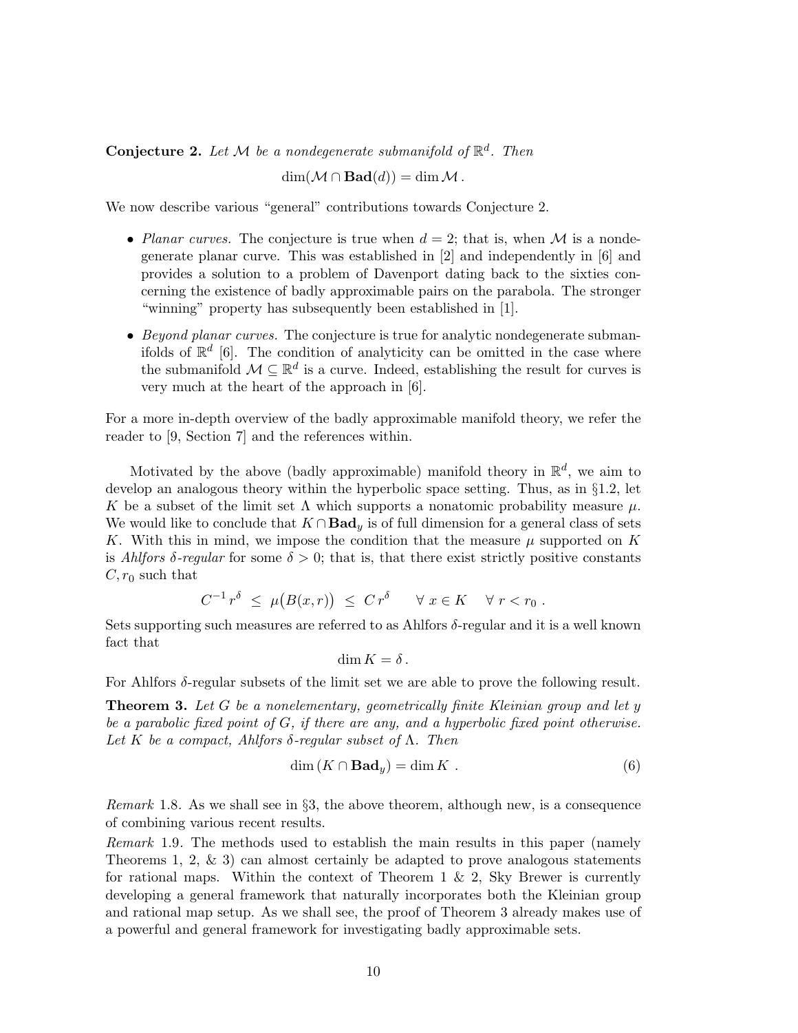**Conjecture 2.** *Let $\mathcal{M}$ be a nondegenerate submanifold of $\mathbb{R}^d$. Then*

$$\dim(\mathcal{M} \cap \mathbf{Bad}(d)) = \dim \mathcal{M} .$$

We now describe various "general" contributions towards Conjecture 2.

- *Planar curves.* The conjecture is true when $d = 2$; that is, when $\mathcal{M}$ is a nondegenerate planar curve. This was established in [2] and independently in [6] and provides a solution to a problem of Davenport dating back to the sixties concerning the existence of badly approximable pairs on the parabola. The stronger "winning" property has subsequently been established in [1].
- *Beyond planar curves.* The conjecture is true for analytic nondegenerate submanifolds of $\mathbb{R}^d$ [6]. The condition of analyticity can be omitted in the case where the submanifold $\mathcal{M} \subseteq \mathbb{R}^d$ is a curve. Indeed, establishing the result for curves is very much at the heart of the approach in [6].

For a more in-depth overview of the badly approximable manifold theory, we refer the reader to [9, Section 7] and the references within.

Motivated by the above (badly approximable) manifold theory in $\mathbb{R}^d$, we aim to develop an analogous theory within the hyperbolic space setting. Thus, as in §1.2, let $K$ be a subset of the limit set $\Lambda$ which supports a nonatomic probability measure $\mu$. We would like to conclude that $K \cap \mathbf{Bad}_y$ is of full dimension for a general class of sets $K$. With this in mind, we impose the condition that the measure $\mu$ supported on $K$ is *Ahlfors $\delta$-regular* for some $\delta > 0$; that is, that there exist strictly positive constants $C, r_0$ such that

$$C^{-1} \, r^{\delta} \ \leq \ \mu\big(B(x,r)\big) \ \leq \ C \, r^{\delta} \qquad \forall \ x \in K \quad \forall \ r < r_0 \ .$$

Sets supporting such measures are referred to as Ahlfors $\delta$-regular and it is a well known fact that

$$\dim K = \delta \, .$$

For Ahlfors $\delta$-regular subsets of the limit set we are able to prove the following result.

**Theorem 3.** *Let $G$ be a nonelementary, geometrically finite Kleinian group and let $y$ be a parabolic fixed point of $G$, if there are any, and a hyperbolic fixed point otherwise. Let $K$ be a compact, Ahlfors $\delta$-regular subset of $\Lambda$. Then*

$$\dim \left( K \cap \mathbf{Bad}_y \right) = \dim K \ . \tag{6}$$

*Remark* 1.8. As we shall see in §3, the above theorem, although new, is a consequence of combining various recent results.

*Remark* 1.9. The methods used to establish the main results in this paper (namely Theorems 1, 2, & 3) can almost certainly be adapted to prove analogous statements for rational maps. Within the context of Theorem 1 & 2, Sky Brewer is currently developing a general framework that naturally incorporates both the Kleinian group and rational map setup. As we shall see, the proof of Theorem 3 already makes use of a powerful and general framework for investigating badly approximable sets.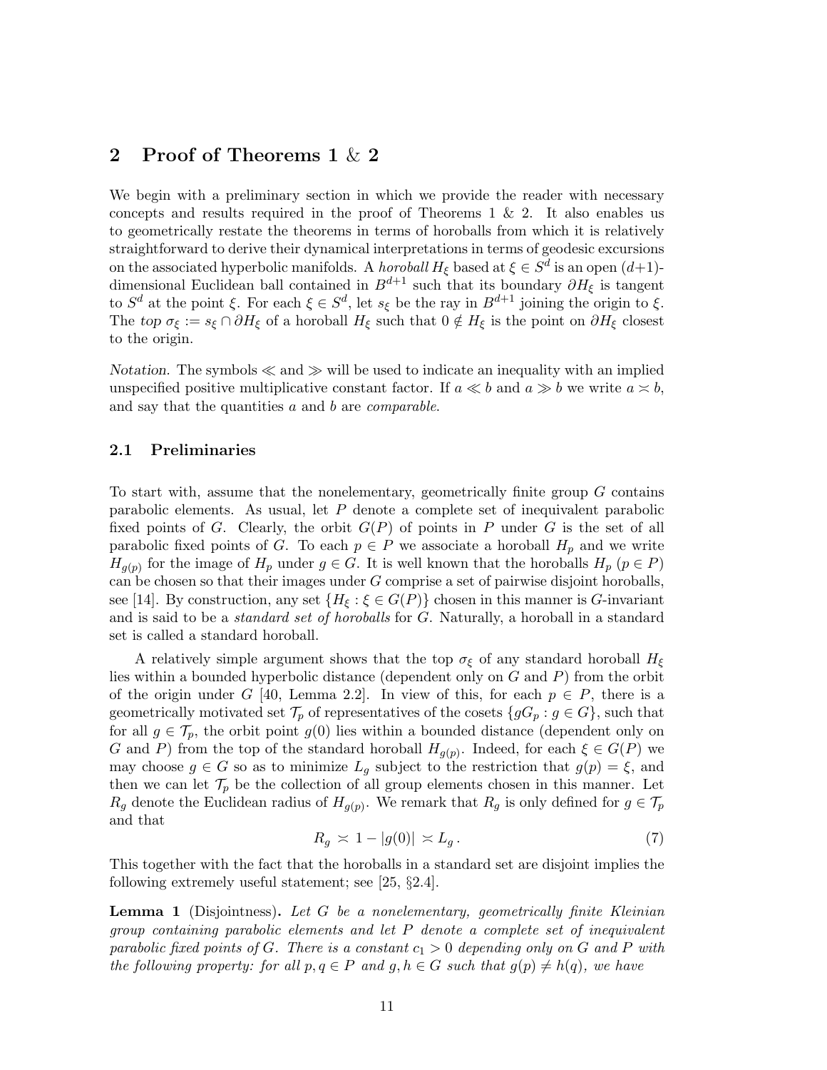## 2 Proof of Theorems 1 & 2

We begin with a preliminary section in which we provide the reader with necessary concepts and results required in the proof of Theorems 1 & 2. It also enables us to geometrically restate the theorems in terms of horoballs from which it is relatively straightforward to derive their dynamical interpretations in terms of geodesic excursions on the associated hyperbolic manifolds. A *horoball* $H_\xi$ based at $\xi \in S^d$ is an open $(d+1)$-dimensional Euclidean ball contained in $B^{d+1}$ such that its boundary $\partial H_\xi$ is tangent to $S^d$ at the point $\xi$. For each $\xi \in S^d$, let $s_\xi$ be the ray in $B^{d+1}$ joining the origin to $\xi$. The *top* $\sigma_\xi := s_\xi \cap \partial H_\xi$ of a horoball $H_\xi$ such that $0 \notin H_\xi$ is the point on $\partial H_\xi$ closest to the origin.

*Notation.* The symbols $\ll$ and $\gg$ will be used to indicate an inequality with an implied unspecified positive multiplicative constant factor. If $a \ll b$ and $a \gg b$ we write $a \asymp b$, and say that the quantities $a$ and $b$ are *comparable*.

### 2.1 Preliminaries

To start with, assume that the nonelementary, geometrically finite group $G$ contains parabolic elements. As usual, let $P$ denote a complete set of inequivalent parabolic fixed points of $G$. Clearly, the orbit $G(P)$ of points in $P$ under $G$ is the set of all parabolic fixed points of $G$. To each $p \in P$ we associate a horoball $H_p$ and we write $H_{g(p)}$ for the image of $H_p$ under $g \in G$. It is well known that the horoballs $H_p$ $(p \in P)$ can be chosen so that their images under $G$ comprise a set of pairwise disjoint horoballs, see [14]. By construction, any set $\{H_\xi : \xi \in G(P)\}$ chosen in this manner is $G$-invariant and is said to be a *standard set of horoballs* for $G$. Naturally, a horoball in a standard set is called a standard horoball.

A relatively simple argument shows that the top $\sigma_\xi$ of any standard horoball $H_\xi$ lies within a bounded hyperbolic distance (dependent only on $G$ and $P$) from the orbit of the origin under $G$ [40, Lemma 2.2]. In view of this, for each $p \in P$, there is a geometrically motivated set $\mathcal{T}_p$ of representatives of the cosets $\{gG_p : g \in G\}$, such that for all $g \in \mathcal{T}_p$, the orbit point $g(0)$ lies within a bounded distance (dependent only on $G$ and $P$) from the top of the standard horoball $H_{g(p)}$. Indeed, for each $\xi \in G(P)$ we may choose $g \in G$ so as to minimize $L_g$ subject to the restriction that $g(p) = \xi$, and then we can let $\mathcal{T}_p$ be the collection of all group elements chosen in this manner. Let $R_g$ denote the Euclidean radius of $H_{g(p)}$. We remark that $R_g$ is only defined for $g \in \mathcal{T}_p$ and that

$$R_g \asymp 1 - |g(0)| \asymp L_g\,. \tag{7}$$

This together with the fact that the horoballs in a standard set are disjoint implies the following extremely useful statement; see [25, §2.4].

**Lemma 1** (Disjointness)**.** *Let $G$ be a nonelementary, geometrically finite Kleinian group containing parabolic elements and let $P$ denote a complete set of inequivalent parabolic fixed points of $G$. There is a constant $c_1 > 0$ depending only on $G$ and $P$ with the following property: for all $p, q \in P$ and $g, h \in G$ such that $g(p) \neq h(q)$, we have*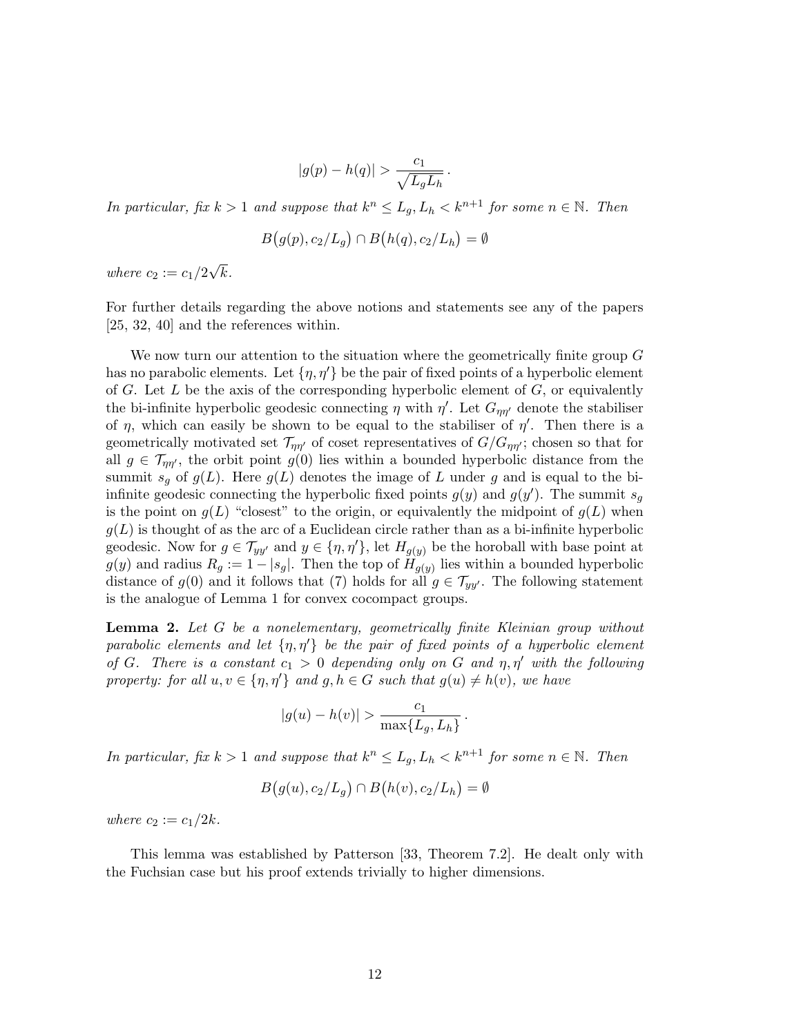$$|g(p) - h(q)| > \frac{c_1}{\sqrt{L_g L_h}}\,.$$

*In particular, fix $k > 1$ and suppose that $k^n \le L_g, L_h < k^{n+1}$ for some $n \in \mathbb{N}$. Then*

$$B\big(g(p), c_2/L_g\big) \cap B\big(h(q), c_2/L_h\big) = \emptyset$$

*where $c_2 := c_1/2\sqrt{k}$.*

For further details regarding the above notions and statements see any of the papers [25, 32, 40] and the references within.

We now turn our attention to the situation where the geometrically finite group $G$ has no parabolic elements. Let $\{\eta, \eta'\}$ be the pair of fixed points of a hyperbolic element of $G$. Let $L$ be the axis of the corresponding hyperbolic element of $G$, or equivalently the bi-infinite hyperbolic geodesic connecting $\eta$ with $\eta'$. Let $G_{\eta\eta'}$ denote the stabiliser of $\eta$, which can easily be shown to be equal to the stabiliser of $\eta'$. Then there is a geometrically motivated set $\mathcal{T}_{\eta\eta'}$ of coset representatives of $G/G_{\eta\eta'}$; chosen so that for all $g \in \mathcal{T}_{\eta\eta'}$, the orbit point $g(0)$ lies within a bounded hyperbolic distance from the summit $s_g$ of $g(L)$. Here $g(L)$ denotes the image of $L$ under $g$ and is equal to the bi-infinite geodesic connecting the hyperbolic fixed points $g(y)$ and $g(y')$. The summit $s_g$ is the point on $g(L)$ "closest" to the origin, or equivalently the midpoint of $g(L)$ when $g(L)$ is thought of as the arc of a Euclidean circle rather than as a bi-infinite hyperbolic geodesic. Now for $g \in \mathcal{T}_{yy'}$ and $y \in \{\eta, \eta'\}$, let $H_{g(y)}$ be the horoball with base point at $g(y)$ and radius $R_g := 1 - |s_g|$. Then the top of $H_{g(y)}$ lies within a bounded hyperbolic distance of $g(0)$ and it follows that (7) holds for all $g \in \mathcal{T}_{yy'}$. The following statement is the analogue of Lemma 1 for convex cocompact groups.

**Lemma 2.** *Let $G$ be a nonelementary, geometrically finite Kleinian group without parabolic elements and let $\{\eta, \eta'\}$ be the pair of fixed points of a hyperbolic element of $G$. There is a constant $c_1 > 0$ depending only on $G$ and $\eta, \eta'$ with the following property: for all $u, v \in \{\eta, \eta'\}$ and $g, h \in G$ such that $g(u) \ne h(v)$, we have*

$$|g(u) - h(v)| > \frac{c_1}{\max\{L_g, L_h\}}\,.$$

*In particular, fix $k > 1$ and suppose that $k^n \le L_g, L_h < k^{n+1}$ for some $n \in \mathbb{N}$. Then*

$$B\big(g(u), c_2/L_g\big) \cap B\big(h(v), c_2/L_h\big) = \emptyset$$

*where $c_2 := c_1/2k$.*

This lemma was established by Patterson [33, Theorem 7.2]. He dealt only with the Fuchsian case but his proof extends trivially to higher dimensions.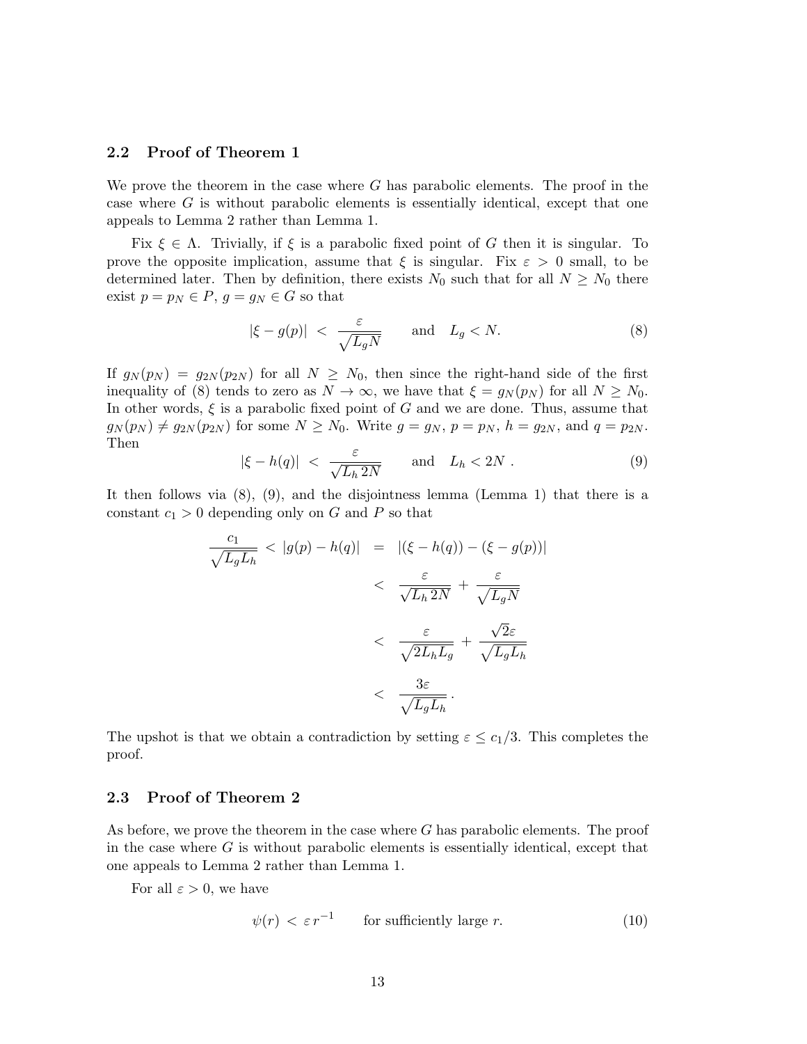### 2.2 Proof of Theorem 1

We prove the theorem in the case where $G$ has parabolic elements. The proof in the case where $G$ is without parabolic elements is essentially identical, except that one appeals to Lemma 2 rather than Lemma 1.

Fix $\xi \in \Lambda$. Trivially, if $\xi$ is a parabolic fixed point of $G$ then it is singular. To prove the opposite implication, assume that $\xi$ is singular. Fix $\varepsilon > 0$ small, to be determined later. Then by definition, there exists $N_0$ such that for all $N \geq N_0$ there exist $p = p_N \in P$, $g = g_N \in G$ so that

$$|\xi - g(p)| \; < \; \frac{\varepsilon}{\sqrt{L_g N}} \qquad \text{and} \quad L_g < N. \tag{8}$$

If $g_N(p_N) = g_{2N}(p_{2N})$ for all $N \geq N_0$, then since the right-hand side of the first inequality of (8) tends to zero as $N \to \infty$, we have that $\xi = g_N(p_N)$ for all $N \geq N_0$. In other words, $\xi$ is a parabolic fixed point of $G$ and we are done. Thus, assume that $g_N(p_N) \neq g_{2N}(p_{2N})$ for some $N \geq N_0$. Write $g = g_N$, $p = p_N$, $h = g_{2N}$, and $q = p_{2N}$. Then

$$|\xi - h(q)| \; < \; \frac{\varepsilon}{\sqrt{L_h \, 2N}} \qquad \text{and} \quad L_h < 2N \,. \tag{9}$$

It then follows via (8), (9), and the disjointness lemma (Lemma 1) that there is a constant $c_1 > 0$ depending only on $G$ and $P$ so that

$$\begin{aligned}
\frac{c_1}{\sqrt{L_g L_h}} \; < \; |g(p) - h(q)| \; &= \; |(\xi - h(q)) - (\xi - g(p))| \\
&< \; \frac{\varepsilon}{\sqrt{L_h \, 2N}} + \frac{\varepsilon}{\sqrt{L_g N}} \\
&< \; \frac{\varepsilon}{\sqrt{2 L_h L_g}} + \frac{\sqrt{2}\varepsilon}{\sqrt{L_g L_h}} \\
&< \; \frac{3\varepsilon}{\sqrt{L_g L_h}} \,.
\end{aligned}$$

The upshot is that we obtain a contradiction by setting $\varepsilon \leq c_1/3$. This completes the proof.

### 2.3 Proof of Theorem 2

As before, we prove the theorem in the case where $G$ has parabolic elements. The proof in the case where $G$ is without parabolic elements is essentially identical, except that one appeals to Lemma 2 rather than Lemma 1.

For all $\varepsilon > 0$, we have

$$\psi(r) \; < \; \varepsilon \, r^{-1} \qquad \text{for sufficiently large } r. \tag{10}$$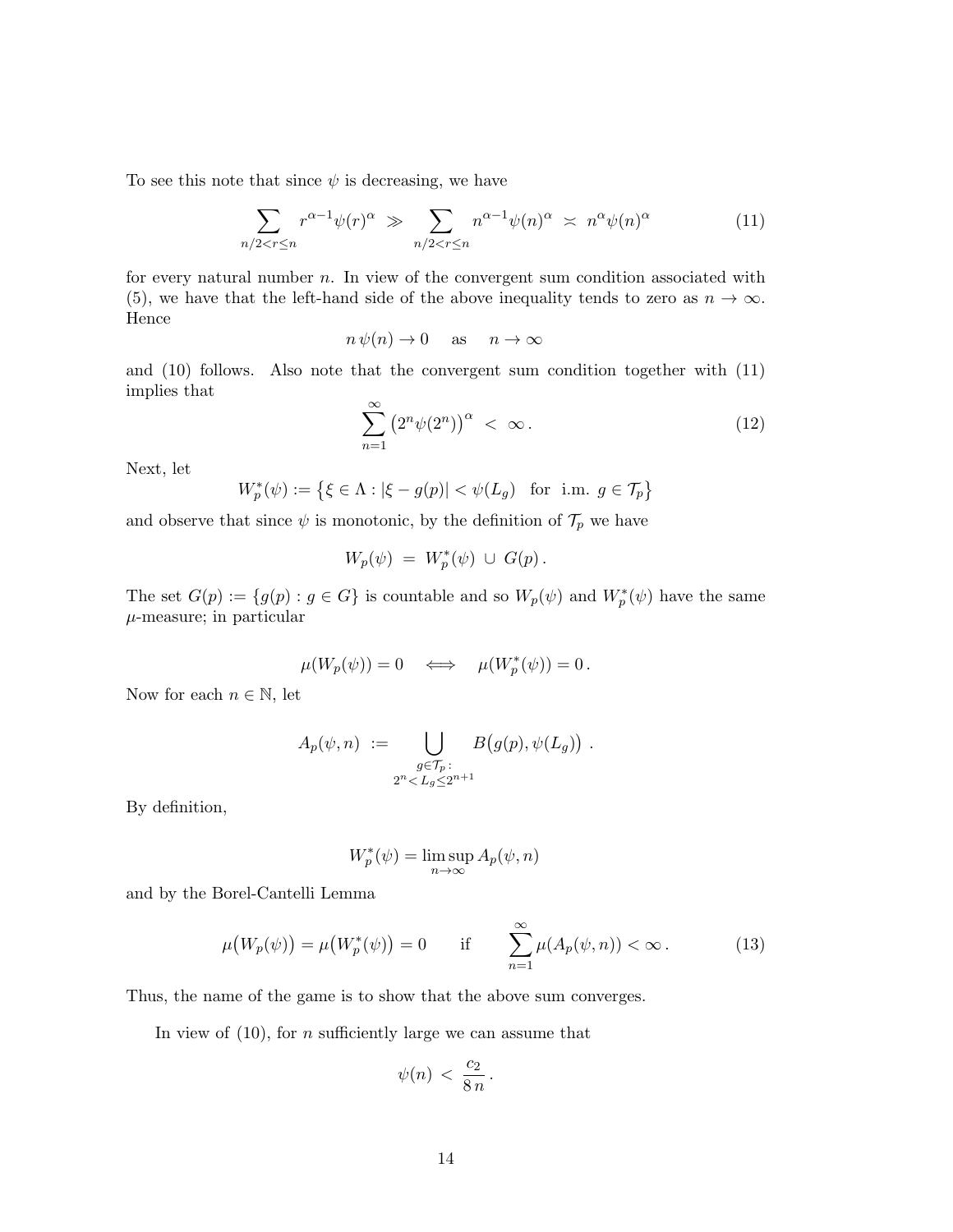To see this note that since $\psi$ is decreasing, we have

$$\sum_{n/2<r\leq n} r^{\alpha-1}\psi(r)^{\alpha} \;\gg\; \sum_{n/2<r\leq n} n^{\alpha-1}\psi(n)^{\alpha} \;\asymp\; n^{\alpha}\psi(n)^{\alpha} \tag{11}$$

for every natural number $n$. In view of the convergent sum condition associated with (5), we have that the left-hand side of the above inequality tends to zero as $n \to \infty$. Hence

$$n\,\psi(n) \to 0 \quad \text{as} \quad n \to \infty$$

and (10) follows. Also note that the convergent sum condition together with (11) implies that

$$\sum_{n=1}^{\infty} \big(2^n\psi(2^n)\big)^{\alpha} \;<\; \infty\,. \tag{12}$$

Next, let

$$W_p^*(\psi) := \big\{\xi \in \Lambda : |\xi - g(p)| < \psi(L_g) \quad \text{for i.m. } g \in \mathcal{T}_p\big\}$$

and observe that since $\psi$ is monotonic, by the definition of $\mathcal{T}_p$ we have

$$W_p(\psi) \;=\; W_p^*(\psi) \,\cup\, G(p)\,.$$

The set $G(p) := \{g(p) : g \in G\}$ is countable and so $W_p(\psi)$ and $W_p^*(\psi)$ have the same $\mu$-measure; in particular

$$\mu(W_p(\psi)) = 0 \quad \Longleftrightarrow \quad \mu(W_p^*(\psi)) = 0\,.$$

Now for each $n \in \mathbb{N}$, let

$$A_p(\psi,n) \;:=\; \bigcup_{\substack{g\in\mathcal{T}_p:\\ 2^n<L_g\leq 2^{n+1}}} B\big(g(p),\psi(L_g)\big)\;.$$

By definition,

$$W_p^*(\psi) = \limsup_{n\to\infty} A_p(\psi,n)$$

and by the Borel-Cantelli Lemma

$$\mu\big(W_p(\psi)\big) = \mu\big(W_p^*(\psi)\big) = 0 \qquad \text{if} \qquad \sum_{n=1}^{\infty}\mu(A_p(\psi,n)) < \infty\,. \tag{13}$$

Thus, the name of the game is to show that the above sum converges.

In view of (10), for $n$ sufficiently large we can assume that

$$\psi(n) \;<\; \frac{c_2}{8\,n}\,.$$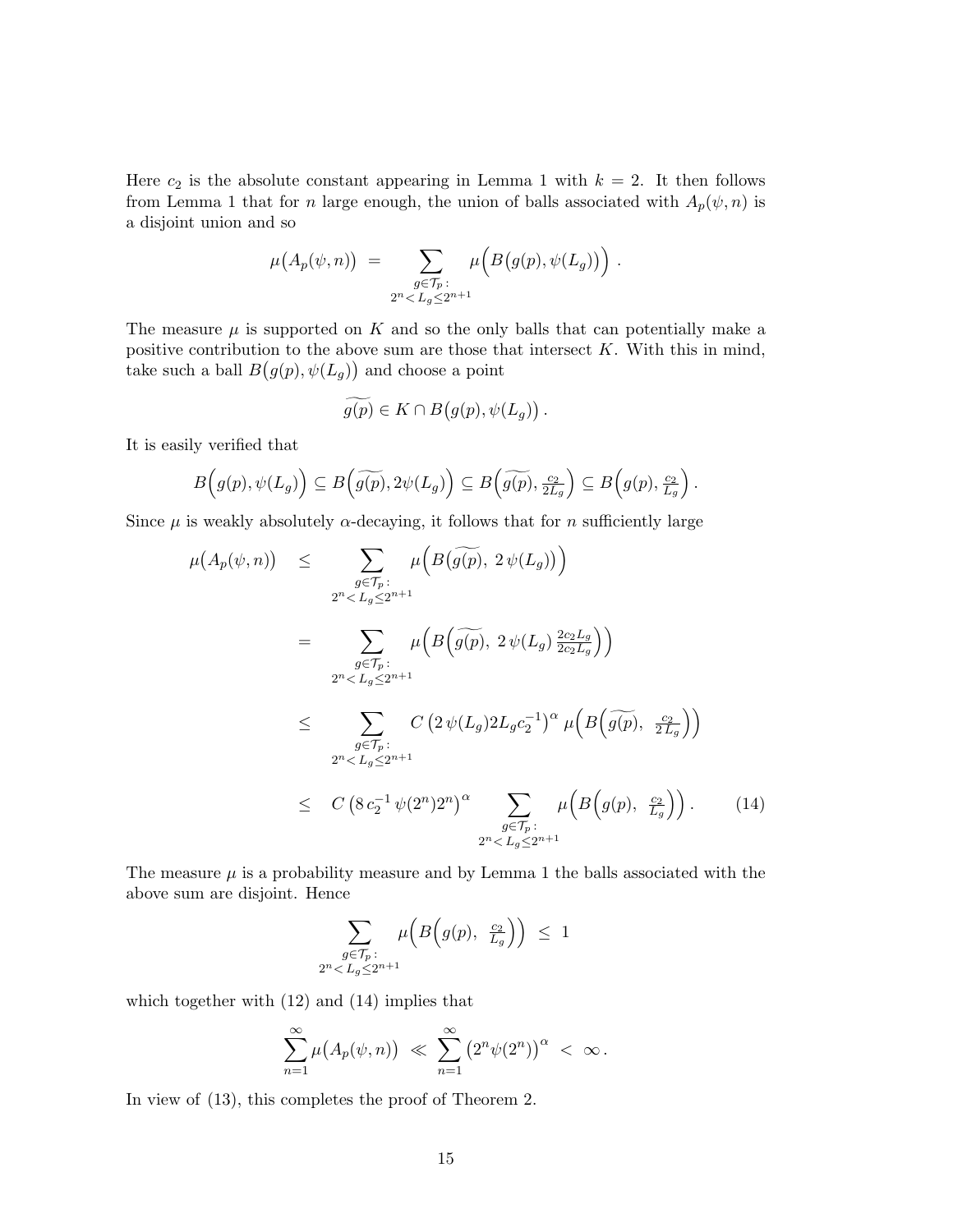Here $c_2$ is the absolute constant appearing in Lemma 1 with $k = 2$. It then follows from Lemma 1 that for $n$ large enough, the union of balls associated with $A_p(\psi, n)$ is a disjoint union and so

$$\mu\big(A_p(\psi, n)\big) \;=\; \sum_{\substack{g \in \mathcal{T}_p : \\ 2^n < L_g \leq 2^{n+1}}} \mu\Big(B\big(g(p), \psi(L_g)\big)\Big) \,.$$

The measure $\mu$ is supported on $K$ and so the only balls that can potentially make a positive contribution to the above sum are those that intersect $K$. With this in mind, take such a ball $B\big(g(p), \psi(L_g)\big)$ and choose a point

$$\widetilde{g(p)} \in K \cap B\big(g(p), \psi(L_g)\big) \,.$$

It is easily verified that

$$B\Big(g(p), \psi(L_g)\Big) \subseteq B\Big(\widetilde{g(p)}, 2\psi(L_g)\Big) \subseteq B\Big(\widetilde{g(p)}, \tfrac{c_2}{2L_g}\Big) \subseteq B\Big(g(p), \tfrac{c_2}{L_g}\Big) \,.$$

Since $\mu$ is weakly absolutely $\alpha$-decaying, it follows that for $n$ sufficiently large

$$\begin{aligned}
\mu\big(A_p(\psi, n)\big) \;&\leq\; \sum_{\substack{g \in \mathcal{T}_p : \\ 2^n < L_g \leq 2^{n+1}}} \mu\Big(B\big(\widetilde{g(p)},\; 2\,\psi(L_g)\big)\Big) \\
&=\; \sum_{\substack{g \in \mathcal{T}_p : \\ 2^n < L_g \leq 2^{n+1}}} \mu\Big(B\Big(\widetilde{g(p)},\; 2\,\psi(L_g)\,\tfrac{2c_2 L_g}{2c_2 L_g}\Big)\Big) \\
&\leq\; \sum_{\substack{g \in \mathcal{T}_p : \\ 2^n < L_g \leq 2^{n+1}}} C\left(2\,\psi(L_g) 2 L_g c_2^{-1}\right)^\alpha \mu\Big(B\Big(\widetilde{g(p)},\; \tfrac{c_2}{2\,L_g}\Big)\Big) \\
&\leq\; C\left(8\,c_2^{-1}\,\psi(2^n) 2^n\right)^\alpha \sum_{\substack{g \in \mathcal{T}_p : \\ 2^n < L_g \leq 2^{n+1}}} \mu\Big(B\Big(g(p),\; \tfrac{c_2}{L_g}\Big)\Big) \,. \qquad (14)
\end{aligned}$$

The measure $\mu$ is a probability measure and by Lemma 1 the balls associated with the above sum are disjoint. Hence

$$\sum_{\substack{g \in \mathcal{T}_p : \\ 2^n < L_g \leq 2^{n+1}}} \mu\Big(B\Big(g(p),\; \tfrac{c_2}{L_g}\Big)\Big) \;\leq\; 1$$

which together with (12) and (14) implies that

$$\sum_{n=1}^{\infty} \mu\big(A_p(\psi, n)\big) \;\ll\; \sum_{n=1}^{\infty} \left(2^n \psi(2^n)\right)^\alpha \;<\; \infty \,.$$

In view of (13), this completes the proof of Theorem 2.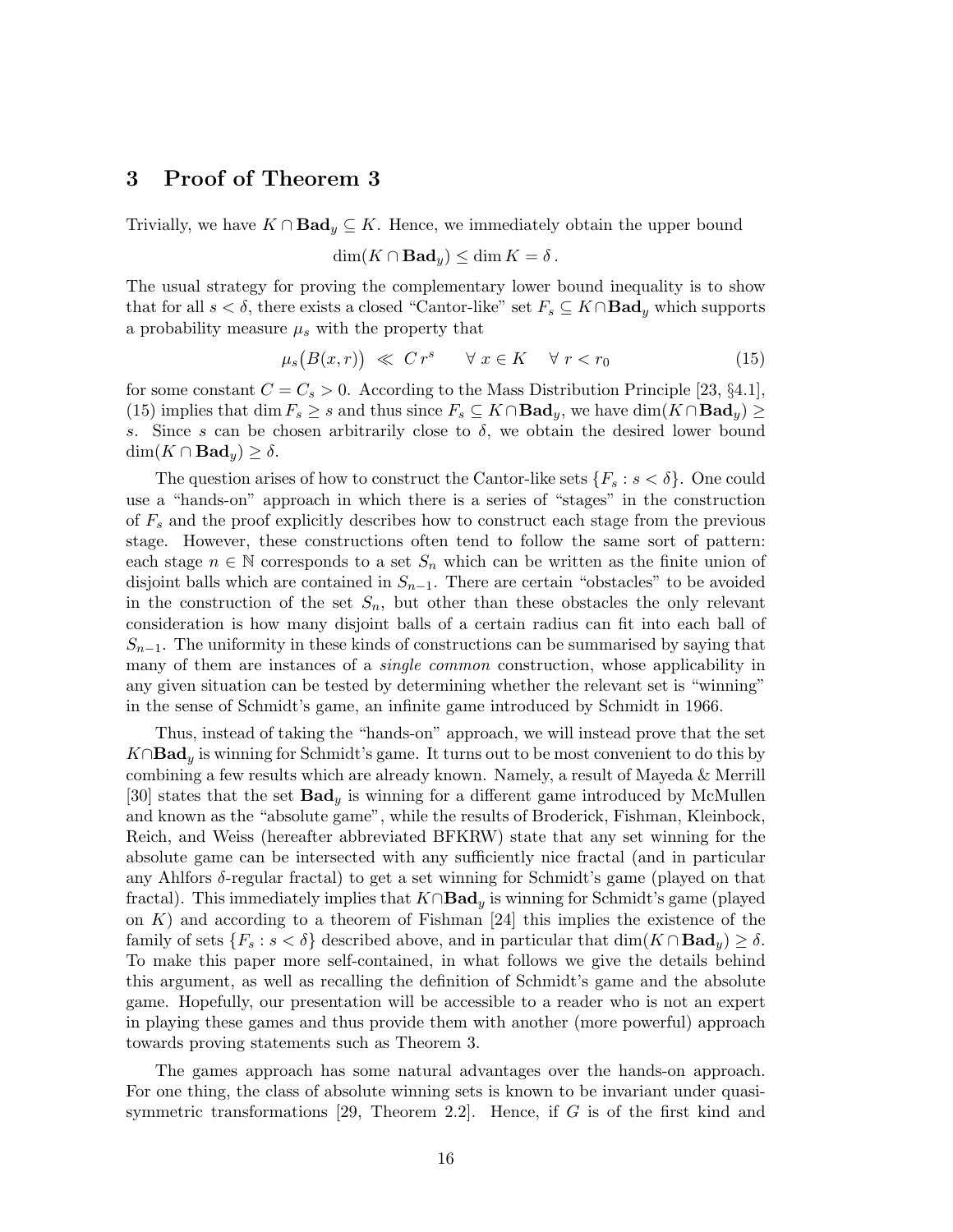## 3 Proof of Theorem 3

Trivially, we have $K \cap \mathbf{Bad}_y \subseteq K$. Hence, we immediately obtain the upper bound

$$\dim(K \cap \mathbf{Bad}_y) \leq \dim K = \delta\,.$$

The usual strategy for proving the complementary lower bound inequality is to show that for all $s < \delta$, there exists a closed "Cantor-like" set $F_s \subseteq K \cap \mathbf{Bad}_y$ which supports a probability measure $\mu_s$ with the property that

$$\mu_s\big(B(x,r)\big) \;\ll\; C\,r^s \qquad \forall\; x \in K \quad \forall\; r < r_0 \tag{15}$$

for some constant $C = C_s > 0$. According to the Mass Distribution Principle [23, §4.1], (15) implies that $\dim F_s \geq s$ and thus since $F_s \subseteq K \cap \mathbf{Bad}_y$, we have $\dim(K \cap \mathbf{Bad}_y) \geq s$. Since $s$ can be chosen arbitrarily close to $\delta$, we obtain the desired lower bound $\dim(K \cap \mathbf{Bad}_y) \geq \delta$.

The question arises of how to construct the Cantor-like sets $\{F_s : s < \delta\}$. One could use a "hands-on" approach in which there is a series of "stages" in the construction of $F_s$ and the proof explicitly describes how to construct each stage from the previous stage. However, these constructions often tend to follow the same sort of pattern: each stage $n \in \mathbb{N}$ corresponds to a set $S_n$ which can be written as the finite union of disjoint balls which are contained in $S_{n-1}$. There are certain "obstacles" to be avoided in the construction of the set $S_n$, but other than these obstacles the only relevant consideration is how many disjoint balls of a certain radius can fit into each ball of $S_{n-1}$. The uniformity in these kinds of constructions can be summarised by saying that many of them are instances of a *single common* construction, whose applicability in any given situation can be tested by determining whether the relevant set is "winning" in the sense of Schmidt's game, an infinite game introduced by Schmidt in 1966.

Thus, instead of taking the "hands-on" approach, we will instead prove that the set $K \cap \mathbf{Bad}_y$ is winning for Schmidt's game. It turns out to be most convenient to do this by combining a few results which are already known. Namely, a result of Mayeda & Merrill [30] states that the set $\mathbf{Bad}_y$ is winning for a different game introduced by McMullen and known as the "absolute game", while the results of Broderick, Fishman, Kleinbock, Reich, and Weiss (hereafter abbreviated BFKRW) state that any set winning for the absolute game can be intersected with any sufficiently nice fractal (and in particular any Ahlfors $\delta$-regular fractal) to get a set winning for Schmidt's game (played on that fractal). This immediately implies that $K \cap \mathbf{Bad}_y$ is winning for Schmidt's game (played on $K$) and according to a theorem of Fishman [24] this implies the existence of the family of sets $\{F_s : s < \delta\}$ described above, and in particular that $\dim(K \cap \mathbf{Bad}_y) \geq \delta$. To make this paper more self-contained, in what follows we give the details behind this argument, as well as recalling the definition of Schmidt's game and the absolute game. Hopefully, our presentation will be accessible to a reader who is not an expert in playing these games and thus provide them with another (more powerful) approach towards proving statements such as Theorem 3.

The games approach has some natural advantages over the hands-on approach. For one thing, the class of absolute winning sets is known to be invariant under quasi-symmetric transformations [29, Theorem 2.2]. Hence, if $G$ is of the first kind and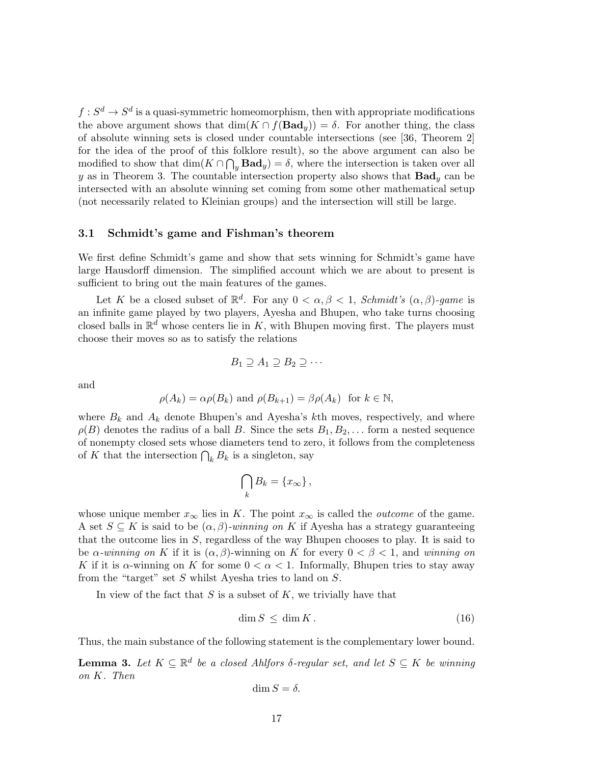$f : S^d \to S^d$ is a quasi-symmetric homeomorphism, then with appropriate modifications the above argument shows that $\dim(K \cap f(\mathbf{Bad}_y)) = \delta$. For another thing, the class of absolute winning sets is closed under countable intersections (see [36, Theorem 2] for the idea of the proof of this folklore result), so the above argument can also be modified to show that $\dim(K \cap \bigcap_y \mathbf{Bad}_y) = \delta$, where the intersection is taken over all $y$ as in Theorem 3. The countable intersection property also shows that $\mathbf{Bad}_y$ can be intersected with an absolute winning set coming from some other mathematical setup (not necessarily related to Kleinian groups) and the intersection will still be large.

### 3.1 Schmidt's game and Fishman's theorem

We first define Schmidt's game and show that sets winning for Schmidt's game have large Hausdorff dimension. The simplified account which we are about to present is sufficient to bring out the main features of the games.

Let $K$ be a closed subset of $\mathbb{R}^d$. For any $0 < \alpha, \beta < 1$, *Schmidt's* $(\alpha, \beta)$*-game* is an infinite game played by two players, Ayesha and Bhupen, who take turns choosing closed balls in $\mathbb{R}^d$ whose centers lie in $K$, with Bhupen moving first. The players must choose their moves so as to satisfy the relations

$$B_1 \supseteq A_1 \supseteq B_2 \supseteq \cdots$$

and

$$\rho(A_k) = \alpha\rho(B_k) \text{ and } \rho(B_{k+1}) = \beta\rho(A_k) \quad \text{for } k \in \mathbb{N},$$

where $B_k$ and $A_k$ denote Bhupen's and Ayesha's $k$th moves, respectively, and where $\rho(B)$ denotes the radius of a ball $B$. Since the sets $B_1, B_2, \ldots$ form a nested sequence of nonempty closed sets whose diameters tend to zero, it follows from the completeness of $K$ that the intersection $\bigcap_k B_k$ is a singleton, say

$$\bigcap_k B_k = \{x_\infty\},$$

whose unique member $x_\infty$ lies in $K$. The point $x_\infty$ is called the *outcome* of the game. A set $S \subseteq K$ is said to be $(\alpha, \beta)$*-winning on* $K$ if Ayesha has a strategy guaranteeing that the outcome lies in $S$, regardless of the way Bhupen chooses to play. It is said to be $\alpha$*-winning on* $K$ if it is $(\alpha, \beta)$-winning on $K$ for every $0 < \beta < 1$, and *winning on* $K$ if it is $\alpha$-winning on $K$ for some $0 < \alpha < 1$. Informally, Bhupen tries to stay away from the "target" set $S$ whilst Ayesha tries to land on $S$.

In view of the fact that $S$ is a subset of $K$, we trivially have that

$$\dim S \leq \dim K. \tag{16}$$

Thus, the main substance of the following statement is the complementary lower bound.

**Lemma 3.** *Let $K \subseteq \mathbb{R}^d$ be a closed Ahlfors $\delta$-regular set, and let $S \subseteq K$ be winning on $K$. Then*

$$\dim S = \delta.$$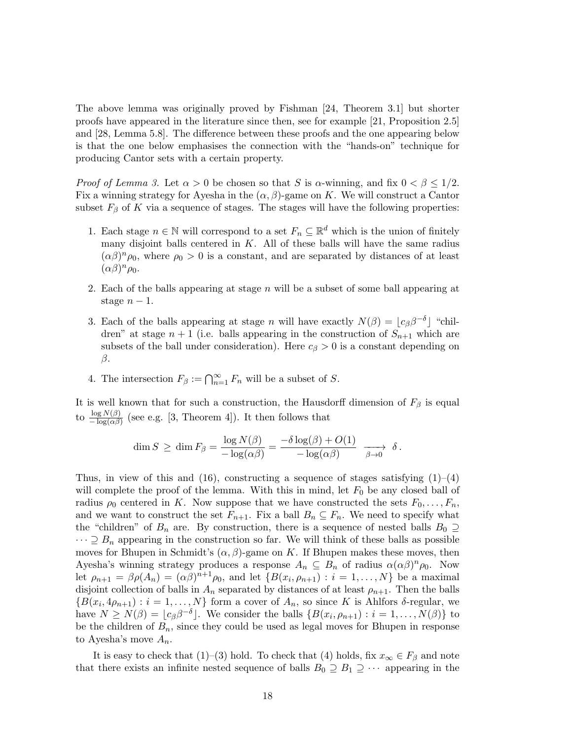The above lemma was originally proved by Fishman [24, Theorem 3.1] but shorter proofs have appeared in the literature since then, see for example [21, Proposition 2.5] and [28, Lemma 5.8]. The difference between these proofs and the one appearing below is that the one below emphasises the connection with the "hands-on" technique for producing Cantor sets with a certain property.

*Proof of Lemma 3.* Let $\alpha > 0$ be chosen so that $S$ is $\alpha$-winning, and fix $0 < \beta \leq 1/2$. Fix a winning strategy for Ayesha in the $(\alpha, \beta)$-game on $K$. We will construct a Cantor subset $F_\beta$ of $K$ via a sequence of stages. The stages will have the following properties:

1. Each stage $n \in \mathbb{N}$ will correspond to a set $F_n \subseteq \mathbb{R}^d$ which is the union of finitely many disjoint balls centered in $K$. All of these balls will have the same radius $(\alpha\beta)^n \rho_0$, where $\rho_0 > 0$ is a constant, and are separated by distances of at least $(\alpha\beta)^n \rho_0$.
2. Each of the balls appearing at stage $n$ will be a subset of some ball appearing at stage $n-1$.
3. Each of the balls appearing at stage $n$ will have exactly $N(\beta) = \lfloor c_\beta \beta^{-\delta} \rfloor$ "children" at stage $n+1$ (i.e. balls appearing in the construction of $S_{n+1}$ which are subsets of the ball under consideration). Here $c_\beta > 0$ is a constant depending on $\beta$.
4. The intersection $F_\beta := \bigcap_{n=1}^\infty F_n$ will be a subset of $S$.

It is well known that for such a construction, the Hausdorff dimension of $F_\beta$ is equal to $\frac{\log N(\beta)}{-\log(\alpha\beta)}$ (see e.g. [3, Theorem 4]). It then follows that

$$\dim S \geq \dim F_\beta = \frac{\log N(\beta)}{-\log(\alpha\beta)} = \frac{-\delta \log(\beta) + O(1)}{-\log(\alpha\beta)} \xrightarrow[\beta \to 0]{} \delta .$$

Thus, in view of this and (16), constructing a sequence of stages satisfying (1)–(4) will complete the proof of the lemma. With this in mind, let $F_0$ be any closed ball of radius $\rho_0$ centered in $K$. Now suppose that we have constructed the sets $F_0, \ldots, F_n$, and we want to construct the set $F_{n+1}$. Fix a ball $B_n \subseteq F_n$. We need to specify what the "children" of $B_n$ are. By construction, there is a sequence of nested balls $B_0 \supseteq \cdots \supseteq B_n$ appearing in the construction so far. We will think of these balls as possible moves for Bhupen in Schmidt's $(\alpha, \beta)$-game on $K$. If Bhupen makes these moves, then Ayesha's winning strategy produces a response $A_n \subseteq B_n$ of radius $\alpha(\alpha\beta)^n \rho_0$. Now let $\rho_{n+1} = \beta\rho(A_n) = (\alpha\beta)^{n+1}\rho_0$, and let $\{B(x_i, \rho_{n+1}) : i = 1, \ldots, N\}$ be a maximal disjoint collection of balls in $A_n$ separated by distances of at least $\rho_{n+1}$. Then the balls $\{B(x_i, 4\rho_{n+1}) : i = 1, \ldots, N\}$ form a cover of $A_n$, so since $K$ is Ahlfors $\delta$-regular, we have $N \geq N(\beta) = \lfloor c_\beta \beta^{-\delta} \rfloor$. We consider the balls $\{B(x_i, \rho_{n+1}) : i = 1, \ldots, N(\beta)\}$ to be the children of $B_n$, since they could be used as legal moves for Bhupen in response to Ayesha's move $A_n$.

It is easy to check that (1)–(3) hold. To check that (4) holds, fix $x_\infty \in F_\beta$ and note that there exists an infinite nested sequence of balls $B_0 \supseteq B_1 \supseteq \cdots$ appearing in the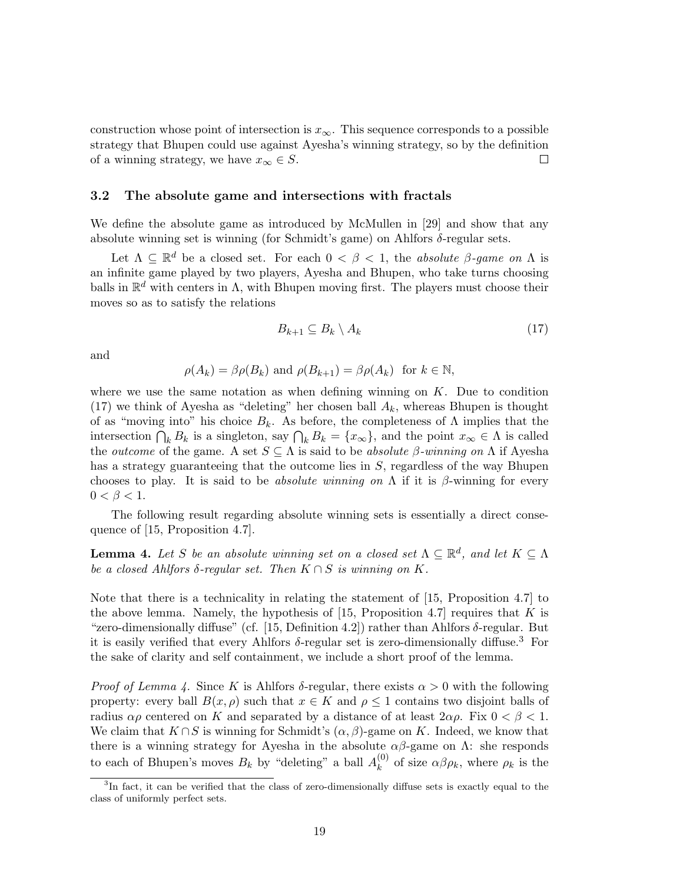construction whose point of intersection is $x_\infty$. This sequence corresponds to a possible strategy that Bhupen could use against Ayesha's winning strategy, so by the definition of a winning strategy, we have $x_\infty \in S$. $\square$

### 3.2 The absolute game and intersections with fractals

We define the absolute game as introduced by McMullen in [29] and show that any absolute winning set is winning (for Schmidt's game) on Ahlfors $\delta$-regular sets.

Let $\Lambda \subseteq \mathbb{R}^d$ be a closed set. For each $0 < \beta < 1$, the *absolute $\beta$-game on $\Lambda$* is an infinite game played by two players, Ayesha and Bhupen, who take turns choosing balls in $\mathbb{R}^d$ with centers in $\Lambda$, with Bhupen moving first. The players must choose their moves so as to satisfy the relations

$$B_{k+1} \subseteq B_k \setminus A_k \tag{17}$$

and

$$\rho(A_k) = \beta\rho(B_k) \text{ and } \rho(B_{k+1}) = \beta\rho(A_k) \;\text{ for } k \in \mathbb{N},$$

where we use the same notation as when defining winning on $K$. Due to condition (17) we think of Ayesha as "deleting" her chosen ball $A_k$, whereas Bhupen is thought of as "moving into" his choice $B_k$. As before, the completeness of $\Lambda$ implies that the intersection $\bigcap_k B_k$ is a singleton, say $\bigcap_k B_k = \{x_\infty\}$, and the point $x_\infty \in \Lambda$ is called the *outcome* of the game. A set $S \subseteq \Lambda$ is said to be *absolute $\beta$-winning on* $\Lambda$ if Ayesha has a strategy guaranteeing that the outcome lies in $S$, regardless of the way Bhupen chooses to play. It is said to be *absolute winning on* $\Lambda$ if it is $\beta$-winning for every $0 < \beta < 1$.

The following result regarding absolute winning sets is essentially a direct consequence of [15, Proposition 4.7].

**Lemma 4.** *Let $S$ be an absolute winning set on a closed set $\Lambda \subseteq \mathbb{R}^d$, and let $K \subseteq \Lambda$ be a closed Ahlfors $\delta$-regular set. Then $K \cap S$ is winning on $K$.*

Note that there is a technicality in relating the statement of [15, Proposition 4.7] to the above lemma. Namely, the hypothesis of [15, Proposition 4.7] requires that $K$ is "zero-dimensionally diffuse" (cf. [15, Definition 4.2]) rather than Ahlfors $\delta$-regular. But it is easily verified that every Ahlfors $\delta$-regular set is zero-dimensionally diffuse.[3] For the sake of clarity and self containment, we include a short proof of the lemma.

*Proof of Lemma 4.* Since $K$ is Ahlfors $\delta$-regular, there exists $\alpha > 0$ with the following property: every ball $B(x, \rho)$ such that $x \in K$ and $\rho \leq 1$ contains two disjoint balls of radius $\alpha\rho$ centered on $K$ and separated by a distance of at least $2\alpha\rho$. Fix $0 < \beta < 1$. We claim that $K \cap S$ is winning for Schmidt's $(\alpha, \beta)$-game on $K$. Indeed, we know that there is a winning strategy for Ayesha in the absolute $\alpha\beta$-game on $\Lambda$: she responds to each of Bhupen's moves $B_k$ by "deleting" a ball $A_k^{(0)}$ of size $\alpha\beta\rho_k$, where $\rho_k$ is the

[3] In fact, it can be verified that the class of zero-dimensionally diffuse sets is exactly equal to the class of uniformly perfect sets.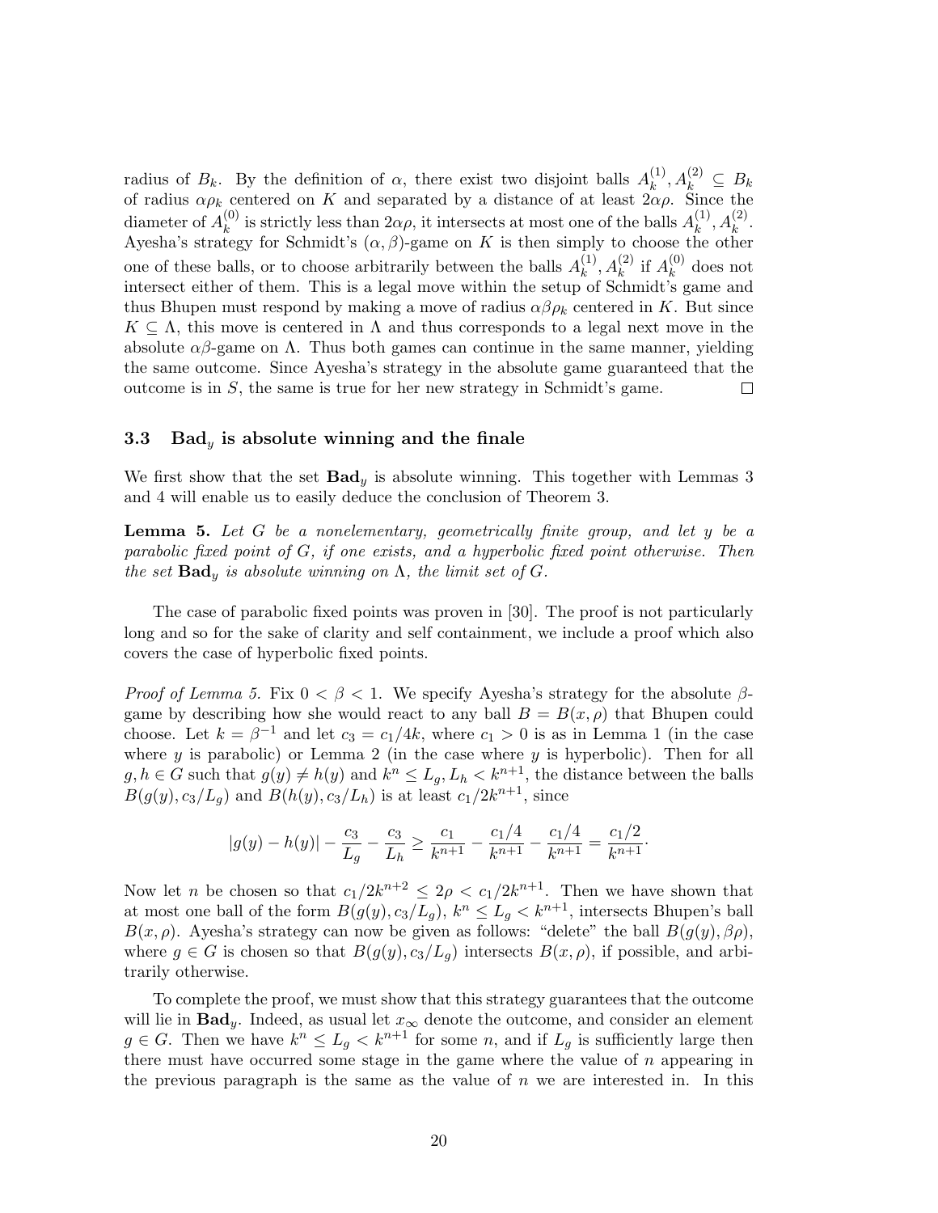radius of $B_k$. By the definition of $\alpha$, there exist two disjoint balls $A_k^{(1)}, A_k^{(2)} \subseteq B_k$ of radius $\alpha\rho_k$ centered on $K$ and separated by a distance of at least $2\alpha\rho$. Since the diameter of $A_k^{(0)}$ is strictly less than $2\alpha\rho$, it intersects at most one of the balls $A_k^{(1)}, A_k^{(2)}$. Ayesha's strategy for Schmidt's $(\alpha, \beta)$-game on $K$ is then simply to choose the other one of these balls, or to choose arbitrarily between the balls $A_k^{(1)}, A_k^{(2)}$ if $A_k^{(0)}$ does not intersect either of them. This is a legal move within the setup of Schmidt's game and thus Bhupen must respond by making a move of radius $\alpha\beta\rho_k$ centered in $K$. But since $K \subseteq \Lambda$, this move is centered in $\Lambda$ and thus corresponds to a legal next move in the absolute $\alpha\beta$-game on $\Lambda$. Thus both games can continue in the same manner, yielding the same outcome. Since Ayesha's strategy in the absolute game guaranteed that the outcome is in $S$, the same is true for her new strategy in Schmidt's game. $\square$

### 3.3 $\mathbf{Bad}_y$ is absolute winning and the finale

We first show that the set $\mathbf{Bad}_y$ is absolute winning. This together with Lemmas 3 and 4 will enable us to easily deduce the conclusion of Theorem 3.

**Lemma 5.** *Let $G$ be a nonelementary, geometrically finite group, and let $y$ be a parabolic fixed point of $G$, if one exists, and a hyperbolic fixed point otherwise. Then the set $\mathbf{Bad}_y$ is absolute winning on $\Lambda$, the limit set of $G$.*

The case of parabolic fixed points was proven in [30]. The proof is not particularly long and so for the sake of clarity and self containment, we include a proof which also covers the case of hyperbolic fixed points.

*Proof of Lemma 5.* Fix $0 < \beta < 1$. We specify Ayesha's strategy for the absolute $\beta$-game by describing how she would react to any ball $B = B(x, \rho)$ that Bhupen could choose. Let $k = \beta^{-1}$ and let $c_3 = c_1/4k$, where $c_1 > 0$ is as in Lemma 1 (in the case where $y$ is parabolic) or Lemma 2 (in the case where $y$ is hyperbolic). Then for all $g, h \in G$ such that $g(y) \neq h(y)$ and $k^n \leq L_g, L_h < k^{n+1}$, the distance between the balls $B(g(y), c_3/L_g)$ and $B(h(y), c_3/L_h)$ is at least $c_1/2k^{n+1}$, since

$$|g(y) - h(y)| - \frac{c_3}{L_g} - \frac{c_3}{L_h} \geq \frac{c_1}{k^{n+1}} - \frac{c_1/4}{k^{n+1}} - \frac{c_1/4}{k^{n+1}} = \frac{c_1/2}{k^{n+1}}.$$

Now let $n$ be chosen so that $c_1/2k^{n+2} \leq 2\rho < c_1/2k^{n+1}$. Then we have shown that at most one ball of the form $B(g(y), c_3/L_g)$, $k^n \leq L_g < k^{n+1}$, intersects Bhupen's ball $B(x, \rho)$. Ayesha's strategy can now be given as follows: "delete" the ball $B(g(y), \beta\rho)$, where $g \in G$ is chosen so that $B(g(y), c_3/L_g)$ intersects $B(x, \rho)$, if possible, and arbitrarily otherwise.

To complete the proof, we must show that this strategy guarantees that the outcome will lie in $\mathbf{Bad}_y$. Indeed, as usual let $x_\infty$ denote the outcome, and consider an element $g \in G$. Then we have $k^n \leq L_g < k^{n+1}$ for some $n$, and if $L_g$ is sufficiently large then there must have occurred some stage in the game where the value of $n$ appearing in the previous paragraph is the same as the value of $n$ we are interested in. In this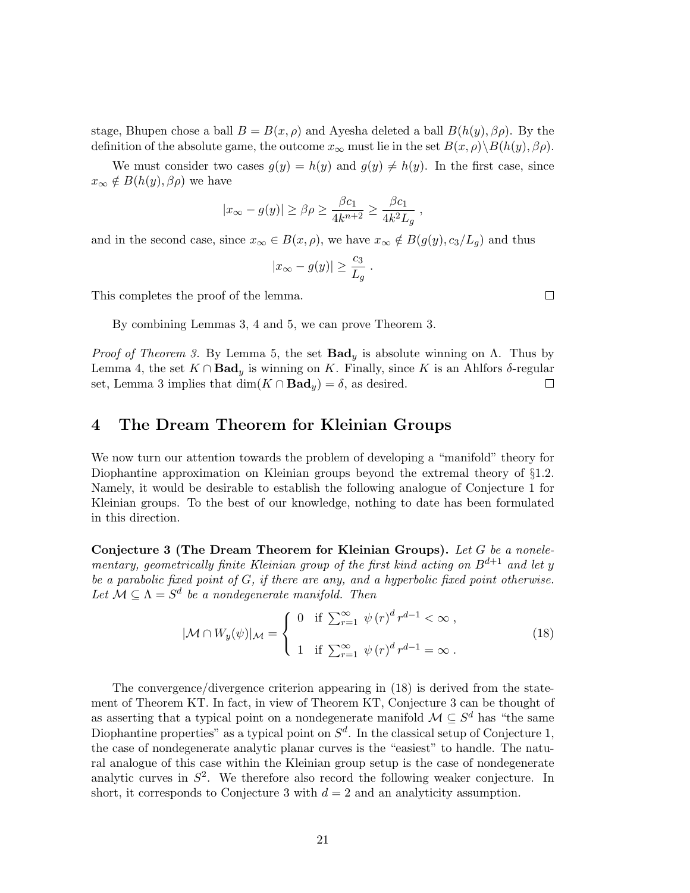stage, Bhupen chose a ball $B = B(x, \rho)$ and Ayesha deleted a ball $B(h(y), \beta\rho)$. By the definition of the absolute game, the outcome $x_\infty$ must lie in the set $B(x, \rho)\backslash B(h(y), \beta\rho)$.

We must consider two cases $g(y) = h(y)$ and $g(y) \neq h(y)$. In the first case, since $x_\infty \notin B(h(y), \beta\rho)$ we have

$$|x_\infty - g(y)| \geq \beta\rho \geq \frac{\beta c_1}{4k^{n+2}} \geq \frac{\beta c_1}{4k^2 L_g} ,$$

and in the second case, since $x_\infty \in B(x, \rho)$, we have $x_\infty \notin B(g(y), c_3/L_g)$ and thus

$$|x_\infty - g(y)| \geq \frac{c_3}{L_g} .$$

This completes the proof of the lemma. ∎

By combining Lemmas 3, 4 and 5, we can prove Theorem 3.

*Proof of Theorem 3.* By Lemma 5, the set $\mathbf{Bad}_y$ is absolute winning on $\Lambda$. Thus by Lemma 4, the set $K \cap \mathbf{Bad}_y$ is winning on $K$. Finally, since $K$ is an Ahlfors $\delta$-regular set, Lemma 3 implies that $\dim(K \cap \mathbf{Bad}_y) = \delta$, as desired. ∎

# 4 The Dream Theorem for Kleinian Groups

We now turn our attention towards the problem of developing a "manifold" theory for Diophantine approximation on Kleinian groups beyond the extremal theory of §1.2. Namely, it would be desirable to establish the following analogue of Conjecture 1 for Kleinian groups. To the best of our knowledge, nothing to date has been formulated in this direction.

**Conjecture 3 (The Dream Theorem for Kleinian Groups).** *Let $G$ be a nonelementary, geometrically finite Kleinian group of the first kind acting on $B^{d+1}$ and let $y$ be a parabolic fixed point of $G$, if there are any, and a hyperbolic fixed point otherwise. Let $\mathcal{M} \subseteq \Lambda = S^d$ be a nondegenerate manifold. Then*

$$|\mathcal{M} \cap W_y(\psi)|_{\mathcal{M}} = \begin{cases} 0 & \text{if } \sum_{r=1}^{\infty} \psi(r)^d \, r^{d-1} < \infty \, , \\ \\ 1 & \text{if } \sum_{r=1}^{\infty} \psi(r)^d \, r^{d-1} = \infty \, . \end{cases} \tag{18}$$

The convergence/divergence criterion appearing in (18) is derived from the statement of Theorem KT. In fact, in view of Theorem KT, Conjecture 3 can be thought of as asserting that a typical point on a nondegenerate manifold $\mathcal{M} \subseteq S^d$ has "the same Diophantine properties" as a typical point on $S^d$. In the classical setup of Conjecture 1, the case of nondegenerate analytic planar curves is the "easiest" to handle. The natural analogue of this case within the Kleinian group setup is the case of nondegenerate analytic curves in $S^2$. We therefore also record the following weaker conjecture. In short, it corresponds to Conjecture 3 with $d = 2$ and an analyticity assumption.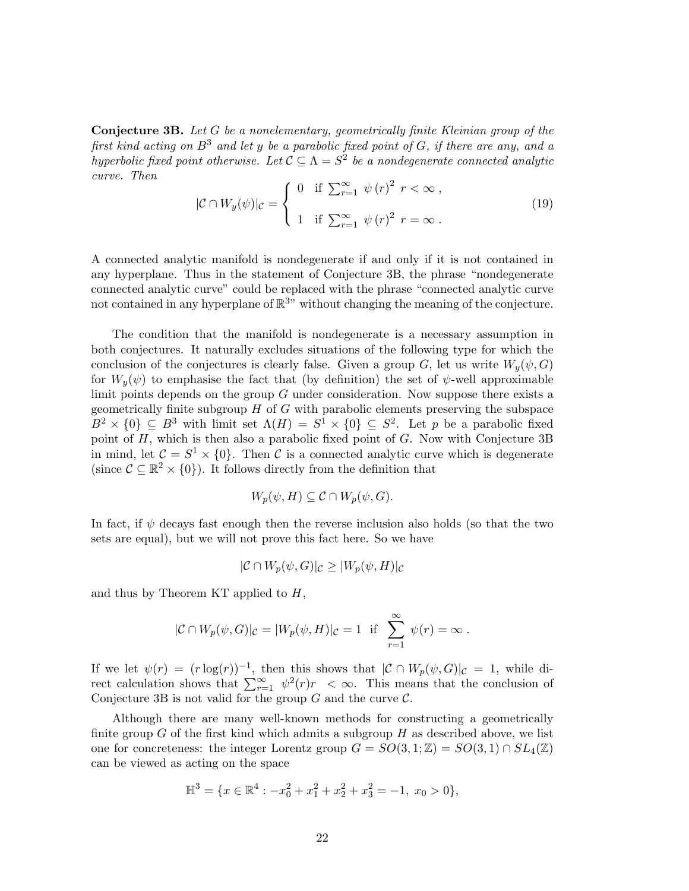**Conjecture 3B.** *Let $G$ be a nonelementary, geometrically finite Kleinian group of the first kind acting on $B^3$ and let $y$ be a parabolic fixed point of $G$, if there are any, and a hyperbolic fixed point otherwise. Let $\mathcal{C} \subseteq \Lambda = S^2$ be a nondegenerate connected analytic curve. Then*

$$|\mathcal{C} \cap W_y(\psi)|_{\mathcal{C}} = \begin{cases} 0 & \text{if } \sum_{r=1}^{\infty} \psi(r)^2 \ r < \infty \ , \\ \\ 1 & \text{if } \sum_{r=1}^{\infty} \psi(r)^2 \ r = \infty \ . \end{cases} \tag{19}$$

A connected analytic manifold is nondegenerate if and only if it is not contained in any hyperplane. Thus in the statement of Conjecture 3B, the phrase "nondegenerate connected analytic curve" could be replaced with the phrase "connected analytic curve not contained in any hyperplane of $\mathbb{R}^3$" without changing the meaning of the conjecture.

The condition that the manifold is nondegenerate is a necessary assumption in both conjectures. It naturally excludes situations of the following type for which the conclusion of the conjectures is clearly false. Given a group $G$, let us write $W_y(\psi, G)$ for $W_y(\psi)$ to emphasise the fact that (by definition) the set of $\psi$-well approximable limit points depends on the group $G$ under consideration. Now suppose there exists a geometrically finite subgroup $H$ of $G$ with parabolic elements preserving the subspace $B^2 \times \{0\} \subseteq B^3$ with limit set $\Lambda(H) = S^1 \times \{0\} \subseteq S^2$. Let $p$ be a parabolic fixed point of $H$, which is then also a parabolic fixed point of $G$. Now with Conjecture 3B in mind, let $\mathcal{C} = S^1 \times \{0\}$. Then $\mathcal{C}$ is a connected analytic curve which is degenerate (since $\mathcal{C} \subseteq \mathbb{R}^2 \times \{0\}$). It follows directly from the definition that

$$W_p(\psi, H) \subseteq \mathcal{C} \cap W_p(\psi, G).$$

In fact, if $\psi$ decays fast enough then the reverse inclusion also holds (so that the two sets are equal), but we will not prove this fact here. So we have

$$|\mathcal{C} \cap W_p(\psi, G)|_{\mathcal{C}} \geq |W_p(\psi, H)|_{\mathcal{C}}$$

and thus by Theorem KT applied to $H$,

$$|\mathcal{C} \cap W_p(\psi, G)|_{\mathcal{C}} = |W_p(\psi, H)|_{\mathcal{C}} = 1 \ \text{ if } \ \sum_{r=1}^{\infty} \psi(r) = \infty \ .$$

If we let $\psi(r) = (r \log(r))^{-1}$, then this shows that $|\mathcal{C} \cap W_p(\psi, G)|_{\mathcal{C}} = 1$, while direct calculation shows that $\sum_{r=1}^{\infty} \psi^2(r) r < \infty$. This means that the conclusion of Conjecture 3B is not valid for the group $G$ and the curve $\mathcal{C}$.

Although there are many well-known methods for constructing a geometrically finite group $G$ of the first kind which admits a subgroup $H$ as described above, we list one for concreteness: the integer Lorentz group $G = SO(3,1;\mathbb{Z}) = SO(3,1) \cap SL_4(\mathbb{Z})$ can be viewed as acting on the space

$$\mathbb{H}^3 = \{x \in \mathbb{R}^4 : -x_0^2 + x_1^2 + x_2^2 + x_3^2 = -1, \ x_0 > 0\},$$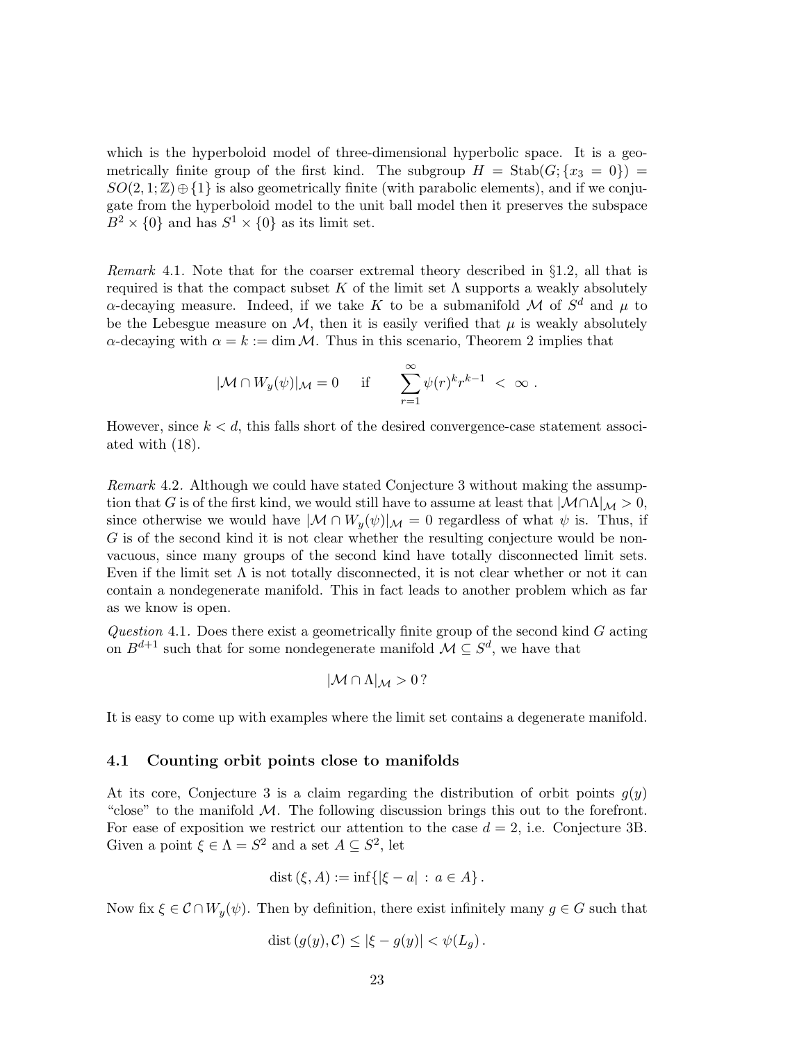which is the hyperboloid model of three-dimensional hyperbolic space. It is a geometrically finite group of the first kind. The subgroup $H = \mathrm{Stab}(G; \{x_3 = 0\}) = SO(2,1;\mathbb{Z}) \oplus \{1\}$ is also geometrically finite (with parabolic elements), and if we conjugate from the hyperboloid model to the unit ball model then it preserves the subspace $B^2 \times \{0\}$ and has $S^1 \times \{0\}$ as its limit set.

*Remark* 4.1. Note that for the coarser extremal theory described in §1.2, all that is required is that the compact subset $K$ of the limit set $\Lambda$ supports a weakly absolutely $\alpha$-decaying measure. Indeed, if we take $K$ to be a submanifold $\mathcal{M}$ of $S^d$ and $\mu$ to be the Lebesgue measure on $\mathcal{M}$, then it is easily verified that $\mu$ is weakly absolutely $\alpha$-decaying with $\alpha = k := \dim \mathcal{M}$. Thus in this scenario, Theorem 2 implies that

$$|\mathcal{M} \cap W_y(\psi)|_{\mathcal{M}} = 0 \quad \text{ if } \quad \sum_{r=1}^{\infty} \psi(r)^k r^{k-1} \; < \; \infty \, .$$

However, since $k < d$, this falls short of the desired convergence-case statement associated with (18).

*Remark* 4.2. Although we could have stated Conjecture 3 without making the assumption that $G$ is of the first kind, we would still have to assume at least that $|\mathcal{M} \cap \Lambda|_{\mathcal{M}} > 0$, since otherwise we would have $|\mathcal{M} \cap W_y(\psi)|_{\mathcal{M}} = 0$ regardless of what $\psi$ is. Thus, if $G$ is of the second kind it is not clear whether the resulting conjecture would be non-vacuous, since many groups of the second kind have totally disconnected limit sets. Even if the limit set $\Lambda$ is not totally disconnected, it is not clear whether or not it can contain a nondegenerate manifold. This in fact leads to another problem which as far as we know is open.

*Question* 4.1. Does there exist a geometrically finite group of the second kind $G$ acting on $B^{d+1}$ such that for some nondegenerate manifold $\mathcal{M} \subseteq S^d$, we have that

$$|\mathcal{M} \cap \Lambda|_{\mathcal{M}} > 0 \, ?$$

It is easy to come up with examples where the limit set contains a degenerate manifold.

### 4.1 Counting orbit points close to manifolds

At its core, Conjecture 3 is a claim regarding the distribution of orbit points $g(y)$ "close" to the manifold $\mathcal{M}$. The following discussion brings this out to the forefront. For ease of exposition we restrict our attention to the case $d = 2$, i.e. Conjecture 3B. Given a point $\xi \in \Lambda = S^2$ and a set $A \subseteq S^2$, let

$$\mathrm{dist}\,(\xi, A) := \inf\{|\xi - a| \, : \, a \in A\} \, .$$

Now fix $\xi \in \mathcal{C} \cap W_y(\psi)$. Then by definition, there exist infinitely many $g \in G$ such that

$$\mathrm{dist}\,(g(y), \mathcal{C}) \leq |\xi - g(y)| < \psi(L_g) \, .$$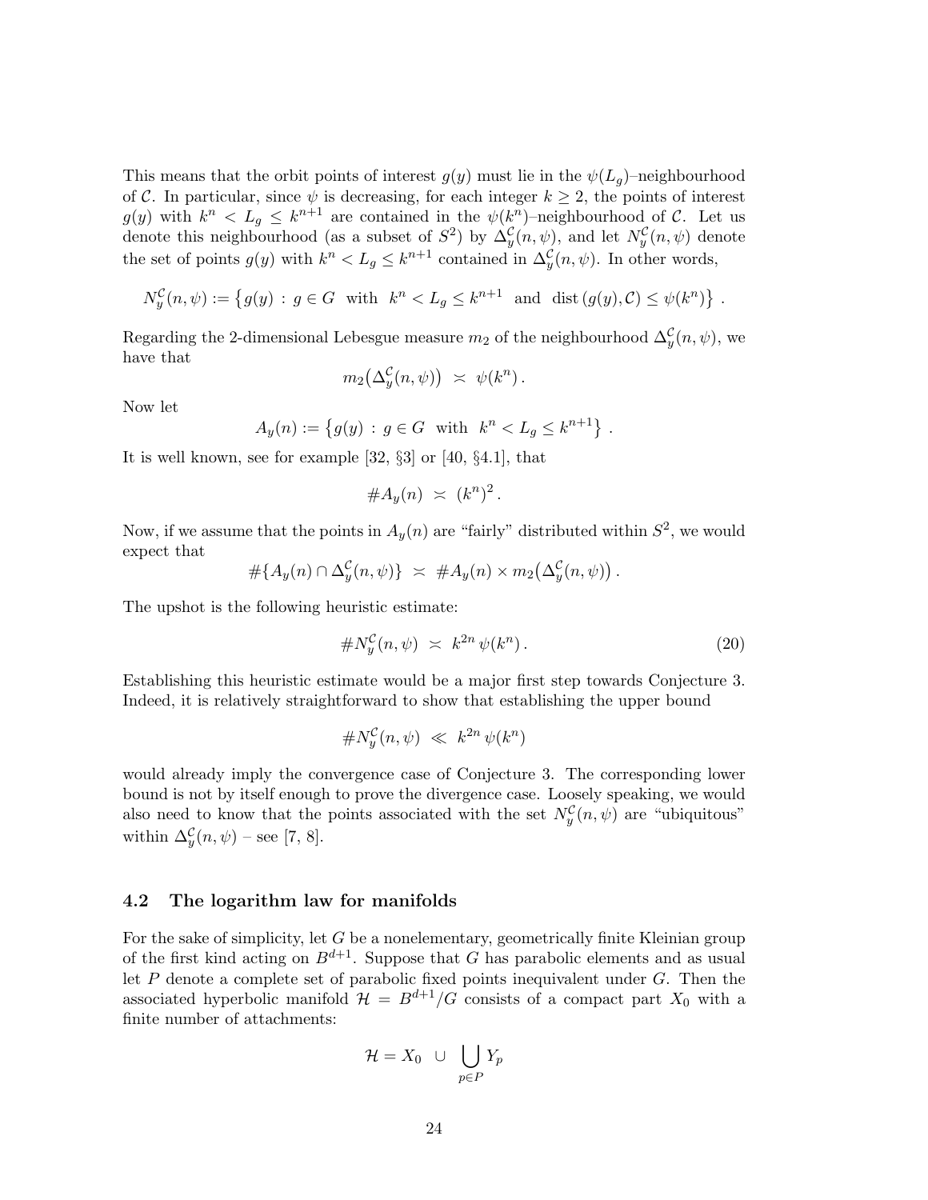This means that the orbit points of interest $g(y)$ must lie in the $\psi(L_g)$–neighbourhood of $\mathcal{C}$. In particular, since $\psi$ is decreasing, for each integer $k \geq 2$, the points of interest $g(y)$ with $k^n < L_g \leq k^{n+1}$ are contained in the $\psi(k^n)$–neighbourhood of $\mathcal{C}$. Let us denote this neighbourhood (as a subset of $S^2$) by $\Delta_y^{\mathcal{C}}(n,\psi)$, and let $N_y^{\mathcal{C}}(n,\psi)$ denote the set of points $g(y)$ with $k^n < L_g \leq k^{n+1}$ contained in $\Delta_y^{\mathcal{C}}(n,\psi)$. In other words,

$$N_y^{\mathcal{C}}(n,\psi) := \left\{ g(y) \,:\, g \in G \;\text{ with }\; k^n < L_g \leq k^{n+1} \;\text{ and }\; \operatorname{dist}(g(y),\mathcal{C}) \leq \psi(k^n) \right\} .$$

Regarding the 2-dimensional Lebesgue measure $m_2$ of the neighbourhood $\Delta_y^{\mathcal{C}}(n,\psi)$, we have that

$$m_2\big(\Delta_y^{\mathcal{C}}(n,\psi)\big) \;\asymp\; \psi(k^n) \,.$$

Now let

$$A_y(n) := \left\{ g(y) \,:\, g \in G \;\text{ with }\; k^n < L_g \leq k^{n+1} \right\} .$$

It is well known, see for example [32, §3] or [40, §4.1], that

$$\# A_y(n) \;\asymp\; (k^n)^2 \,.$$

Now, if we assume that the points in $A_y(n)$ are "fairly" distributed within $S^2$, we would expect that

$$\#\{A_y(n) \cap \Delta_y^{\mathcal{C}}(n,\psi)\} \;\asymp\; \# A_y(n) \times m_2\big(\Delta_y^{\mathcal{C}}(n,\psi)\big) \,.$$

The upshot is the following heuristic estimate:

$$\# N_y^{\mathcal{C}}(n,\psi) \;\asymp\; k^{2n}\,\psi(k^n) \,. \tag{20}$$

Establishing this heuristic estimate would be a major first step towards Conjecture 3. Indeed, it is relatively straightforward to show that establishing the upper bound

$$\# N_y^{\mathcal{C}}(n,\psi) \;\ll\; k^{2n}\,\psi(k^n)$$

would already imply the convergence case of Conjecture 3. The corresponding lower bound is not by itself enough to prove the divergence case. Loosely speaking, we would also need to know that the points associated with the set $N_y^{\mathcal{C}}(n,\psi)$ are "ubiquitous" within $\Delta_y^{\mathcal{C}}(n,\psi)$ – see [7, 8].

### 4.2 The logarithm law for manifolds

For the sake of simplicity, let $G$ be a nonelementary, geometrically finite Kleinian group of the first kind acting on $B^{d+1}$. Suppose that $G$ has parabolic elements and as usual let $P$ denote a complete set of parabolic fixed points inequivalent under $G$. Then the associated hyperbolic manifold $\mathcal{H} = B^{d+1}/G$ consists of a compact part $X_0$ with a finite number of attachments:

$$\mathcal{H} = X_0 \;\cup\; \bigcup_{p\in P} Y_p$$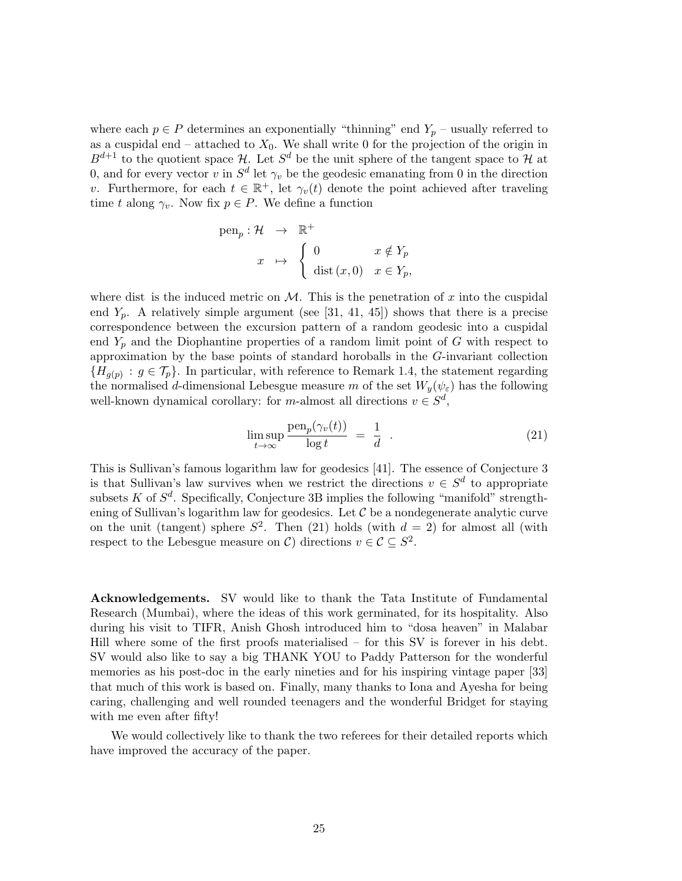where each $p \in P$ determines an exponentially "thinning" end $Y_p$ – usually referred to as a cuspidal end – attached to $X_0$. We shall write 0 for the projection of the origin in $B^{d+1}$ to the quotient space $\mathcal{H}$. Let $S^d$ be the unit sphere of the tangent space to $\mathcal{H}$ at 0, and for every vector $v$ in $S^d$ let $\gamma_v$ be the geodesic emanating from 0 in the direction $v$. Furthermore, for each $t \in \mathbb{R}^+$, let $\gamma_v(t)$ denote the point achieved after traveling time $t$ along $\gamma_v$. Now fix $p \in P$. We define a function

$$
\begin{aligned}
\mathrm{pen}_p : \mathcal{H} &\;\to\; \mathbb{R}^+ \\
x &\;\mapsto\; \begin{cases} 0 & x \notin Y_p \\ \mathrm{dist}\,(x, 0) & x \in Y_p, \end{cases}
\end{aligned}
$$

where dist is the induced metric on $\mathcal{M}$. This is the penetration of $x$ into the cuspidal end $Y_p$. A relatively simple argument (see [31, 41, 45]) shows that there is a precise correspondence between the excursion pattern of a random geodesic into a cuspidal end $Y_p$ and the Diophantine properties of a random limit point of $G$ with respect to approximation by the base points of standard horoballs in the $G$-invariant collection $\{H_{g(p)} : g \in \mathcal{T}_p\}$. In particular, with reference to Remark 1.4, the statement regarding the normalised $d$-dimensional Lebesgue measure $m$ of the set $W_y(\psi_\varepsilon)$ has the following well-known dynamical corollary: for $m$-almost all directions $v \in S^d$,

$$
\limsup_{t \to \infty} \frac{\mathrm{pen}_p(\gamma_v(t))}{\log t} \;=\; \frac{1}{d} \quad . \tag{21}
$$

This is Sullivan's famous logarithm law for geodesics [41]. The essence of Conjecture 3 is that Sullivan's law survives when we restrict the directions $v \in S^d$ to appropriate subsets $K$ of $S^d$. Specifically, Conjecture 3B implies the following "manifold" strengthening of Sullivan's logarithm law for geodesics. Let $\mathcal{C}$ be a nondegenerate analytic curve on the unit (tangent) sphere $S^2$. Then (21) holds (with $d = 2$) for almost all (with respect to the Lebesgue measure on $\mathcal{C}$) directions $v \in \mathcal{C} \subseteq S^2$.

**Acknowledgements.** SV would like to thank the Tata Institute of Fundamental Research (Mumbai), where the ideas of this work germinated, for its hospitality. Also during his visit to TIFR, Anish Ghosh introduced him to "dosa heaven" in Malabar Hill where some of the first proofs materialised – for this SV is forever in his debt. SV would also like to say a big THANK YOU to Paddy Patterson for the wonderful memories as his post-doc in the early nineties and for his inspiring vintage paper [33] that much of this work is based on. Finally, many thanks to Iona and Ayesha for being caring, challenging and well rounded teenagers and the wonderful Bridget for staying with me even after fifty!

We would collectively like to thank the two referees for their detailed reports which have improved the accuracy of the paper.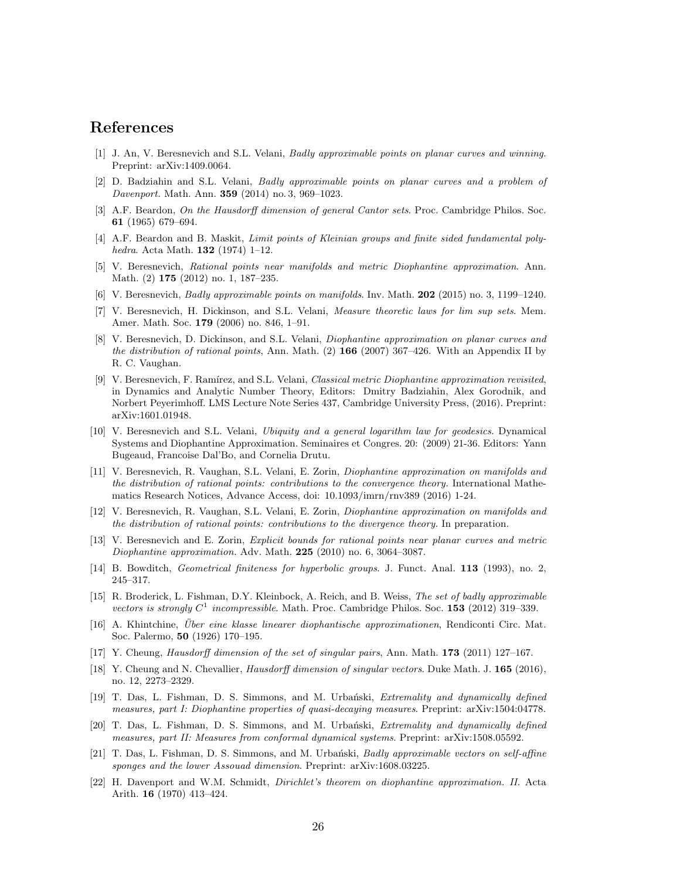## References

[1] J. An, V. Beresnevich and S.L. Velani, *Badly approximable points on planar curves and winning*. Preprint: arXiv:1409.0064.

[2] D. Badziahin and S.L. Velani, *Badly approximable points on planar curves and a problem of Davenport*. Math. Ann. **359** (2014) no. 3, 969–1023.

[3] A.F. Beardon, *On the Hausdorff dimension of general Cantor sets*. Proc. Cambridge Philos. Soc. **61** (1965) 679–694.

[4] A.F. Beardon and B. Maskit, *Limit points of Kleinian groups and finite sided fundamental polyhedra*. Acta Math. **132** (1974) 1–12.

[5] V. Beresnevich, *Rational points near manifolds and metric Diophantine approximation*. Ann. Math. (2) **175** (2012) no. 1, 187–235.

[6] V. Beresnevich, *Badly approximable points on manifolds*. Inv. Math. **202** (2015) no. 3, 1199–1240.

[7] V. Beresnevich, H. Dickinson, and S.L. Velani, *Measure theoretic laws for lim sup sets*. Mem. Amer. Math. Soc. **179** (2006) no. 846, 1–91.

[8] V. Beresnevich, D. Dickinson, and S.L. Velani, *Diophantine approximation on planar curves and the distribution of rational points*, Ann. Math. (2) **166** (2007) 367–426. With an Appendix II by R. C. Vaughan.

[9] V. Beresnevich, F. Ramírez, and S.L. Velani, *Classical metric Diophantine approximation revisited*, in Dynamics and Analytic Number Theory, Editors: Dmitry Badziahin, Alex Gorodnik, and Norbert Peyerimhoff. LMS Lecture Note Series 437, Cambridge University Press, (2016). Preprint: arXiv:1601.01948.

[10] V. Beresnevich and S.L. Velani, *Ubiquity and a general logarithm law for geodesics*. Dynamical Systems and Diophantine Approximation. Seminaires et Congres. 20: (2009) 21-36. Editors: Yann Bugeaud, Francoise Dal'Bo, and Cornelia Drutu.

[11] V. Beresnevich, R. Vaughan, S.L. Velani, E. Zorin, *Diophantine approximation on manifolds and the distribution of rational points: contributions to the convergence theory*. International Mathematics Research Notices, Advance Access, doi: 10.1093/imrn/rnv389 (2016) 1-24.

[12] V. Beresnevich, R. Vaughan, S.L. Velani, E. Zorin, *Diophantine approximation on manifolds and the distribution of rational points: contributions to the divergence theory*. In preparation.

[13] V. Beresnevich and E. Zorin, *Explicit bounds for rational points near planar curves and metric Diophantine approximation*. Adv. Math. **225** (2010) no. 6, 3064–3087.

[14] B. Bowditch, *Geometrical finiteness for hyperbolic groups*. J. Funct. Anal. **113** (1993), no. 2, 245–317.

[15] R. Broderick, L. Fishman, D.Y. Kleinbock, A. Reich, and B. Weiss, *The set of badly approximable vectors is strongly $C^1$ incompressible*. Math. Proc. Cambridge Philos. Soc. **153** (2012) 319–339.

[16] A. Khintchine, *Über eine klasse linearer diophantische approximationen*, Rendiconti Circ. Mat. Soc. Palermo, **50** (1926) 170–195.

[17] Y. Cheung, *Hausdorff dimension of the set of singular pairs*, Ann. Math. **173** (2011) 127–167.

[18] Y. Cheung and N. Chevallier, *Hausdorff dimension of singular vectors*. Duke Math. J. **165** (2016), no. 12, 2273–2329.

[19] T. Das, L. Fishman, D. S. Simmons, and M. Urbański, *Extremality and dynamically defined measures, part I: Diophantine properties of quasi-decaying measures*. Preprint: arXiv:1504:04778.

[20] T. Das, L. Fishman, D. S. Simmons, and M. Urbański, *Extremality and dynamically defined measures, part II: Measures from conformal dynamical systems*. Preprint: arXiv:1508.05592.

[21] T. Das, L. Fishman, D. S. Simmons, and M. Urbański, *Badly approximable vectors on self-affine sponges and the lower Assouad dimension*. Preprint: arXiv:1608.03225.

[22] H. Davenport and W.M. Schmidt, *Dirichlet's theorem on diophantine approximation. II.* Acta Arith. **16** (1970) 413–424.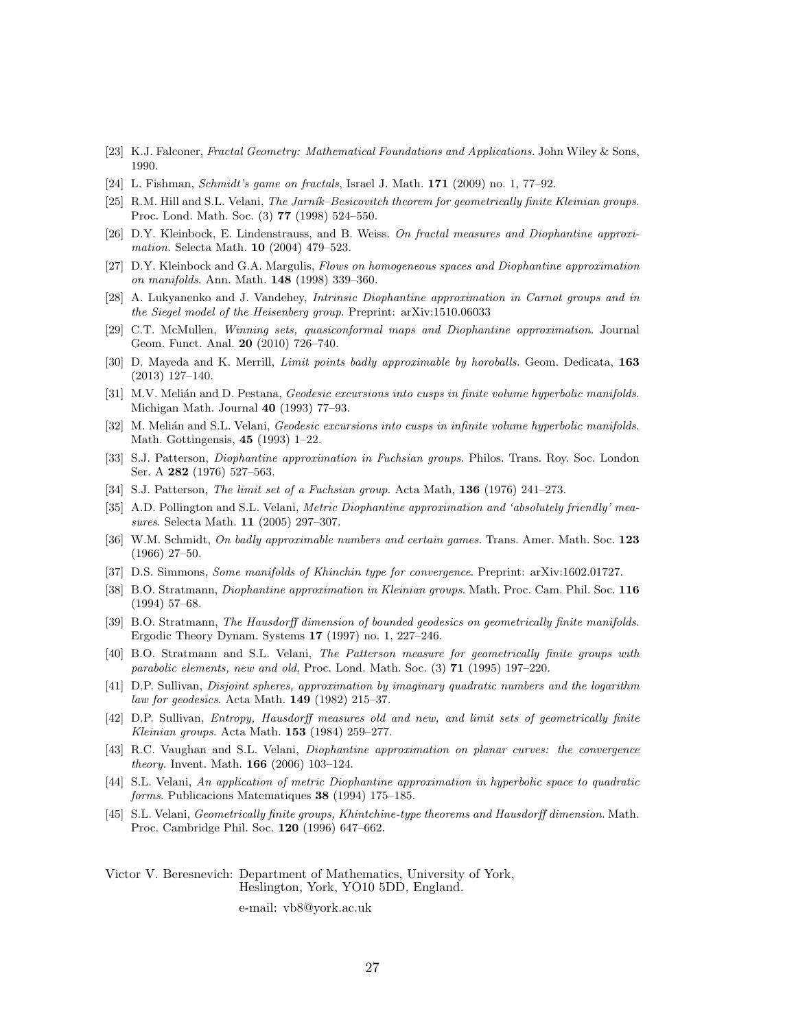[23] K.J. Falconer, *Fractal Geometry: Mathematical Foundations and Applications.* John Wiley & Sons, 1990.

[24] L. Fishman, *Schmidt's game on fractals*, Israel J. Math. **171** (2009) no. 1, 77–92.

[25] R.M. Hill and S.L. Velani, *The Jarník–Besicovitch theorem for geometrically finite Kleinian groups.* Proc. Lond. Math. Soc. (3) **77** (1998) 524–550.

[26] D.Y. Kleinbock, E. Lindenstrauss, and B. Weiss. *On fractal measures and Diophantine approximation.* Selecta Math. **10** (2004) 479–523.

[27] D.Y. Kleinbock and G.A. Margulis, *Flows on homogeneous spaces and Diophantine approximation on manifolds*. Ann. Math. **148** (1998) 339–360.

[28] A. Lukyanenko and J. Vandehey, *Intrinsic Diophantine approximation in Carnot groups and in the Siegel model of the Heisenberg group*. Preprint: arXiv:1510.06033

[29] C.T. McMullen, *Winning sets, quasiconformal maps and Diophantine approximation*. Journal Geom. Funct. Anal. **20** (2010) 726–740.

[30] D. Mayeda and K. Merrill, *Limit points badly approximable by horoballs*. Geom. Dedicata, **163** (2013) 127–140.

[31] M.V. Melián and D. Pestana, *Geodesic excursions into cusps in finite volume hyperbolic manifolds*. Michigan Math. Journal **40** (1993) 77–93.

[32] M. Melián and S.L. Velani, *Geodesic excursions into cusps in infinite volume hyperbolic manifolds*. Math. Gottingensis, **45** (1993) 1–22.

[33] S.J. Patterson, *Diophantine approximation in Fuchsian groups*. Philos. Trans. Roy. Soc. London Ser. A **282** (1976) 527–563.

[34] S.J. Patterson, *The limit set of a Fuchsian group*. Acta Math, **136** (1976) 241–273.

[35] A.D. Pollington and S.L. Velani, *Metric Diophantine approximation and 'absolutely friendly' measures*. Selecta Math. **11** (2005) 297–307.

[36] W.M. Schmidt, *On badly approximable numbers and certain games.* Trans. Amer. Math. Soc. **123** (1966) 27–50.

[37] D.S. Simmons, *Some manifolds of Khinchin type for convergence*. Preprint: arXiv:1602.01727.

[38] B.O. Stratmann, *Diophantine approximation in Kleinian groups*. Math. Proc. Cam. Phil. Soc. **116** (1994) 57–68.

[39] B.O. Stratmann, *The Hausdorff dimension of bounded geodesics on geometrically finite manifolds*. Ergodic Theory Dynam. Systems **17** (1997) no. 1, 227–246.

[40] B.O. Stratmann and S.L. Velani, *The Patterson measure for geometrically finite groups with parabolic elements, new and old*, Proc. Lond. Math. Soc. (3) **71** (1995) 197–220.

[41] D.P. Sullivan, *Disjoint spheres, approximation by imaginary quadratic numbers and the logarithm law for geodesics*. Acta Math. **149** (1982) 215–37.

[42] D.P. Sullivan, *Entropy, Hausdorff measures old and new, and limit sets of geometrically finite Kleinian groups*. Acta Math. **153** (1984) 259–277.

[43] R.C. Vaughan and S.L. Velani, *Diophantine approximation on planar curves: the convergence theory.* Invent. Math. **166** (2006) 103–124.

[44] S.L. Velani, *An application of metric Diophantine approximation in hyperbolic space to quadratic forms*. Publicacions Matematiques **38** (1994) 175–185.

[45] S.L. Velani, *Geometrically finite groups, Khintchine-type theorems and Hausdorff dimension*. Math. Proc. Cambridge Phil. Soc. **120** (1996) 647–662.

Victor V. Beresnevich: Department of Mathematics, University of York, Heslington, York, YO10 5DD, England.

e-mail: vb8@york.ac.uk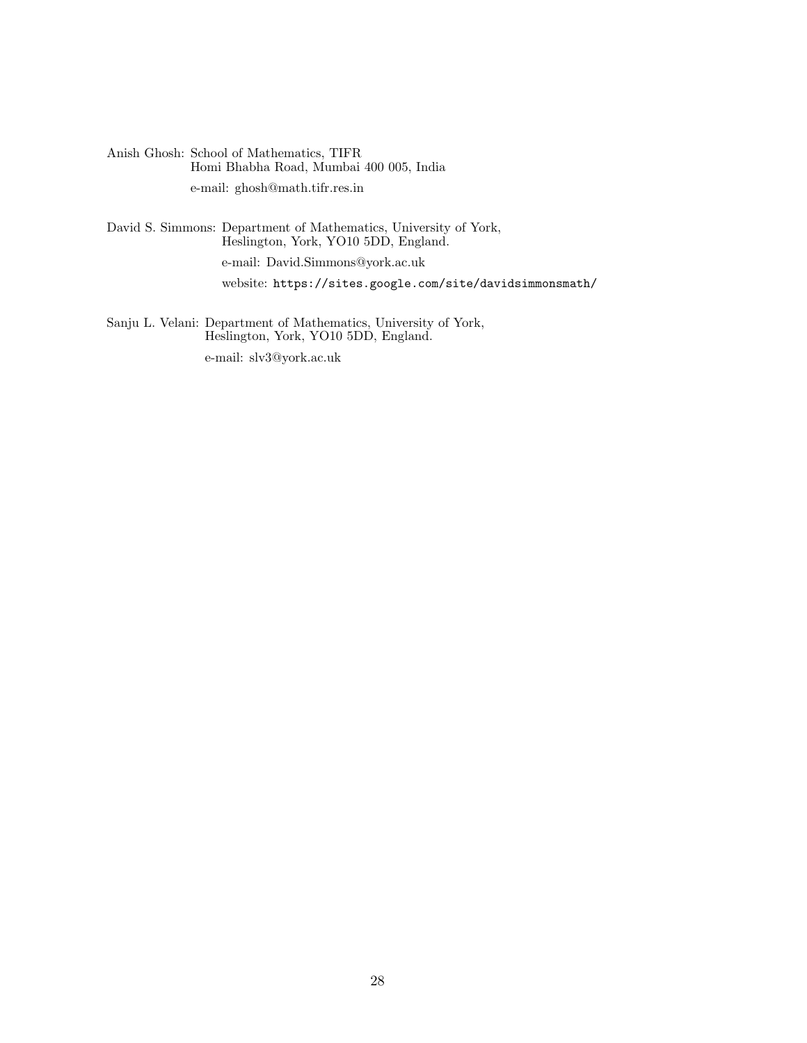Anish Ghosh: School of Mathematics, TIFR
Homi Bhabha Road, Mumbai 400 005, India

e-mail: ghosh@math.tifr.res.in

David S. Simmons: Department of Mathematics, University of York,
Heslington, York, YO10 5DD, England.

e-mail: David.Simmons@york.ac.uk

website: `https://sites.google.com/site/davidsimmonsmath/`

Sanju L. Velani: Department of Mathematics, University of York,
Heslington, York, YO10 5DD, England.

e-mail: slv3@york.ac.uk